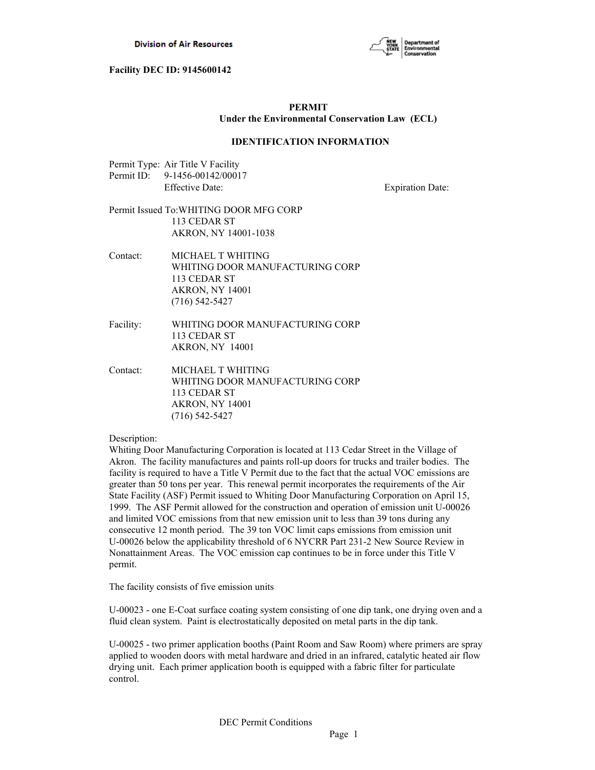**Facility DEC ID: 9145600142**

# PERMIT
## Under the Environmental Conservation Law (ECL)

### IDENTIFICATION INFORMATION

Permit Type: Air Title V Facility
Permit ID: 9-1456-00142/00017
Effective Date: Expiration Date:

Permit Issued To: WHITING DOOR MFG CORP
113 CEDAR ST
AKRON, NY 14001-1038

Contact: MICHAEL T WHITING
WHITING DOOR MANUFACTURING CORP
113 CEDAR ST
AKRON, NY 14001
(716) 542-5427

Facility: WHITING DOOR MANUFACTURING CORP
113 CEDAR ST
AKRON, NY 14001

Contact: MICHAEL T WHITING
WHITING DOOR MANUFACTURING CORP
113 CEDAR ST
AKRON, NY 14001
(716) 542-5427

Description:
Whiting Door Manufacturing Corporation is located at 113 Cedar Street in the Village of Akron. The facility manufactures and paints roll-up doors for trucks and trailer bodies. The facility is required to have a Title V Permit due to the fact that the actual VOC emissions are greater than 50 tons per year. This renewal permit incorporates the requirements of the Air State Facility (ASF) Permit issued to Whiting Door Manufacturing Corporation on April 15, 1999. The ASF Permit allowed for the construction and operation of emission unit U-00026 and limited VOC emissions from that new emission unit to less than 39 tons during any consecutive 12 month period. The 39 ton VOC limit caps emissions from emission unit U-00026 below the applicability threshold of 6 NYCRR Part 231-2 New Source Review in Nonattainment Areas. The VOC emission cap continues to be in force under this Title V permit.

The facility consists of five emission units

U-00023 - one E-Coat surface coating system consisting of one dip tank, one drying oven and a fluid clean system. Paint is electrostatically deposited on metal parts in the dip tank.

U-00025 - two primer application booths (Paint Room and Saw Room) where primers are spray applied to wooden doors with metal hardware and dried in an infrared, catalytic heated air flow drying unit. Each primer application booth is equipped with a fabric filter for particulate control.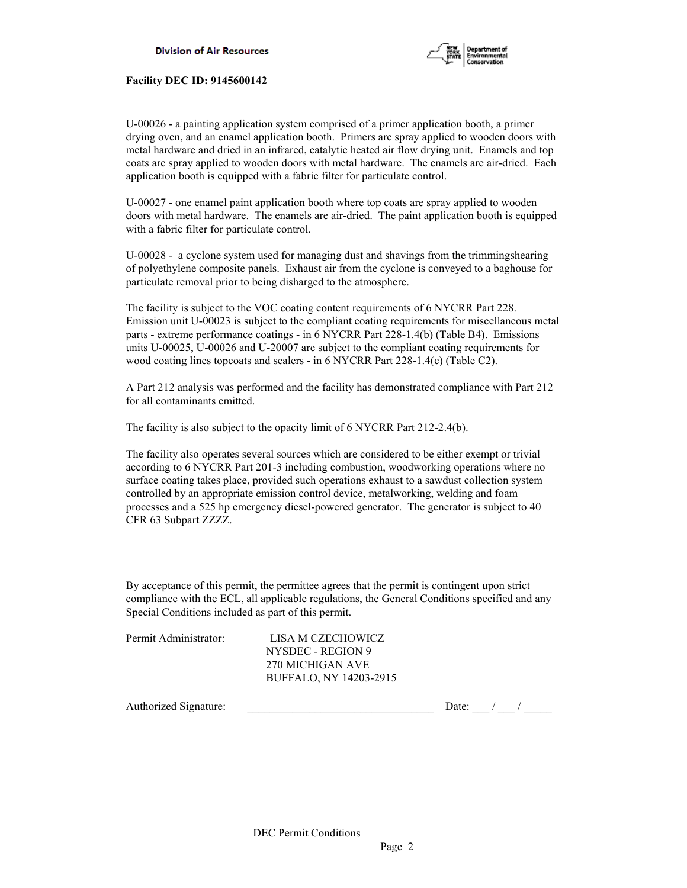**Facility DEC ID: 9145600142**

U-00026 - a painting application system comprised of a primer application booth, a primer drying oven, and an enamel application booth. Primers are spray applied to wooden doors with metal hardware and dried in an infrared, catalytic heated air flow drying unit. Enamels and top coats are spray applied to wooden doors with metal hardware. The enamels are air-dried. Each application booth is equipped with a fabric filter for particulate control.

U-00027 - one enamel paint application booth where top coats are spray applied to wooden doors with metal hardware. The enamels are air-dried. The paint application booth is equipped with a fabric filter for particulate control.

U-00028 - a cyclone system used for managing dust and shavings from the trimmingshearing of polyethylene composite panels. Exhaust air from the cyclone is conveyed to a baghouse for particulate removal prior to being disharged to the atmosphere.

The facility is subject to the VOC coating content requirements of 6 NYCRR Part 228. Emission unit U-00023 is subject to the compliant coating requirements for miscellaneous metal parts - extreme performance coatings - in 6 NYCRR Part 228-1.4(b) (Table B4). Emissions units U-00025, U-00026 and U-20007 are subject to the compliant coating requirements for wood coating lines topcoats and sealers - in 6 NYCRR Part 228-1.4(c) (Table C2).

A Part 212 analysis was performed and the facility has demonstrated compliance with Part 212 for all contaminants emitted.

The facility is also subject to the opacity limit of 6 NYCRR Part 212-2.4(b).

The facility also operates several sources which are considered to be either exempt or trivial according to 6 NYCRR Part 201-3 including combustion, woodworking operations where no surface coating takes place, provided such operations exhaust to a sawdust collection system controlled by an appropriate emission control device, metalworking, welding and foam processes and a 525 hp emergency diesel-powered generator. The generator is subject to 40 CFR 63 Subpart ZZZZ.

By acceptance of this permit, the permittee agrees that the permit is contingent upon strict compliance with the ECL, all applicable regulations, the General Conditions specified and any Special Conditions included as part of this permit.

Permit Administrator: LISA M CZECHOWICZ
NYSDEC - REGION 9
270 MICHIGAN AVE
BUFFALO, NY 14203-2915

Authorized Signature: ________________________________ Date: ___ / ___ / _____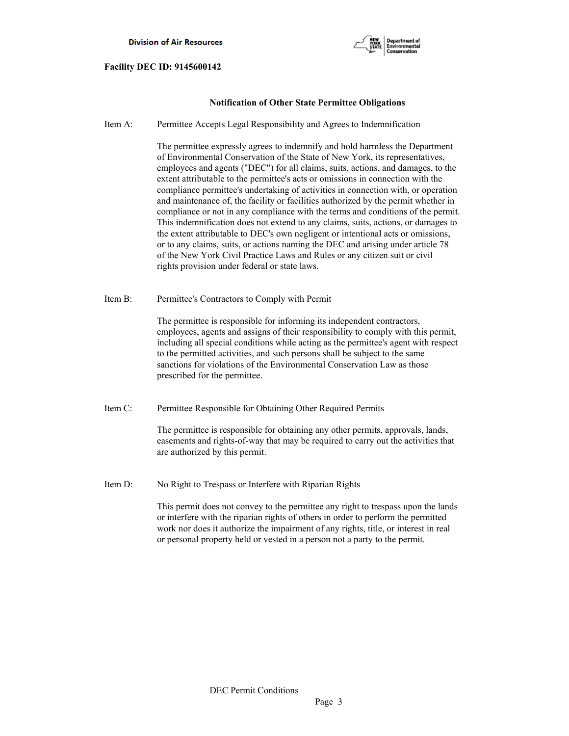**Facility DEC ID: 9145600142**

## Notification of Other State Permittee Obligations

Item A: Permittee Accepts Legal Responsibility and Agrees to Indemnification

The permittee expressly agrees to indemnify and hold harmless the Department of Environmental Conservation of the State of New York, its representatives, employees and agents ("DEC") for all claims, suits, actions, and damages, to the extent attributable to the permittee's acts or omissions in connection with the compliance permittee's undertaking of activities in connection with, or operation and maintenance of, the facility or facilities authorized by the permit whether in compliance or not in any compliance with the terms and conditions of the permit. This indemnification does not extend to any claims, suits, actions, or damages to the extent attributable to DEC's own negligent or intentional acts or omissions, or to any claims, suits, or actions naming the DEC and arising under article 78 of the New York Civil Practice Laws and Rules or any citizen suit or civil rights provision under federal or state laws.

Item B: Permittee's Contractors to Comply with Permit

The permittee is responsible for informing its independent contractors, employees, agents and assigns of their responsibility to comply with this permit, including all special conditions while acting as the permittee's agent with respect to the permitted activities, and such persons shall be subject to the same sanctions for violations of the Environmental Conservation Law as those prescribed for the permittee.

Item C: Permittee Responsible for Obtaining Other Required Permits

The permittee is responsible for obtaining any other permits, approvals, lands, easements and rights-of-way that may be required to carry out the activities that are authorized by this permit.

Item D: No Right to Trespass or Interfere with Riparian Rights

This permit does not convey to the permittee any right to trespass upon the lands or interfere with the riparian rights of others in order to perform the permitted work nor does it authorize the impairment of any rights, title, or interest in real or personal property held or vested in a person not a party to the permit.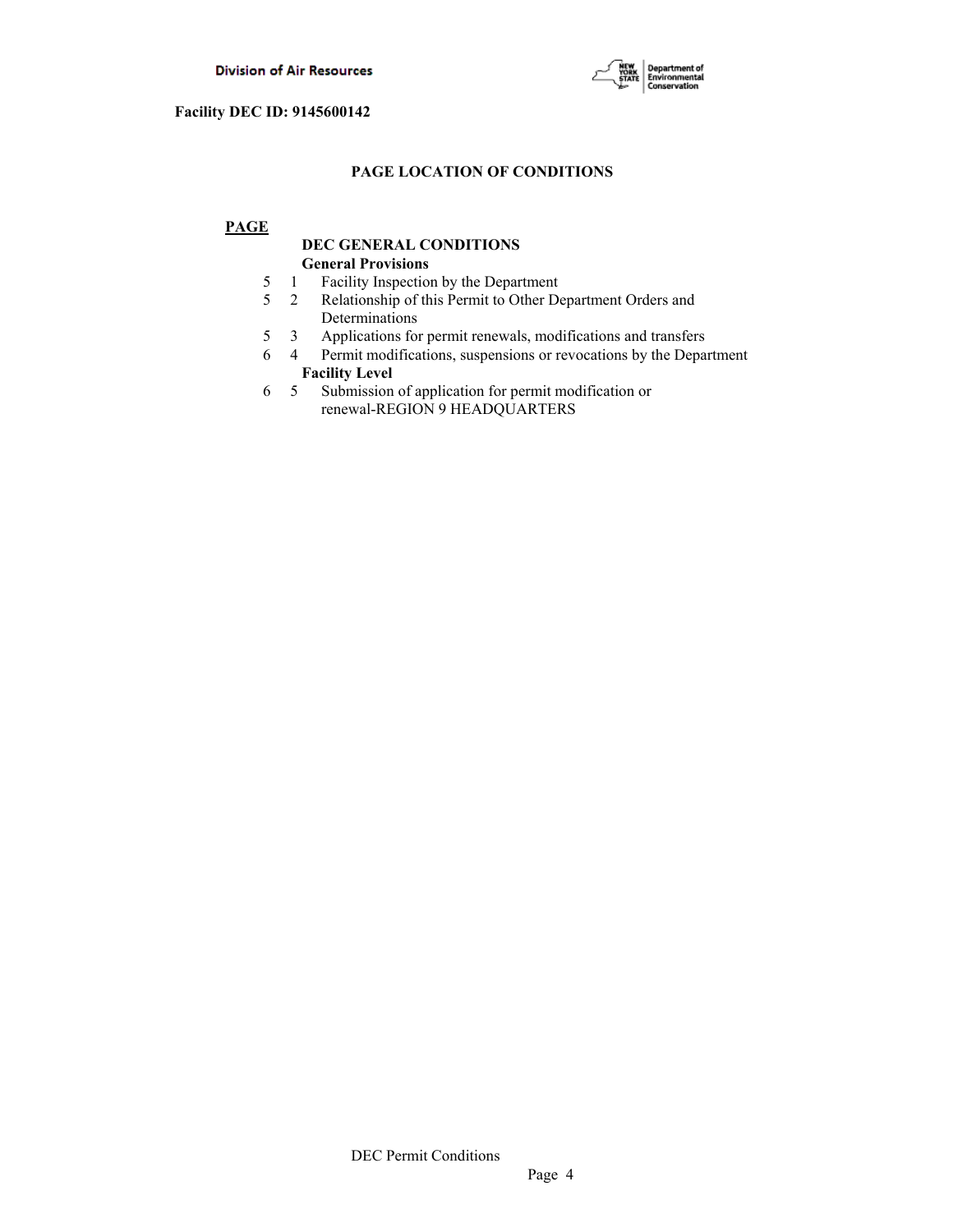**Facility DEC ID: 9145600142**

## PAGE LOCATION OF CONDITIONS

**PAGE**

**DEC GENERAL CONDITIONS**

**General Provisions**

5 1 Facility Inspection by the Department

5 2 Relationship of this Permit to Other Department Orders and Determinations

5 3 Applications for permit renewals, modifications and transfers

6 4 Permit modifications, suspensions or revocations by the Department

**Facility Level**

6 5 Submission of application for permit modification or renewal-REGION 9 HEADQUARTERS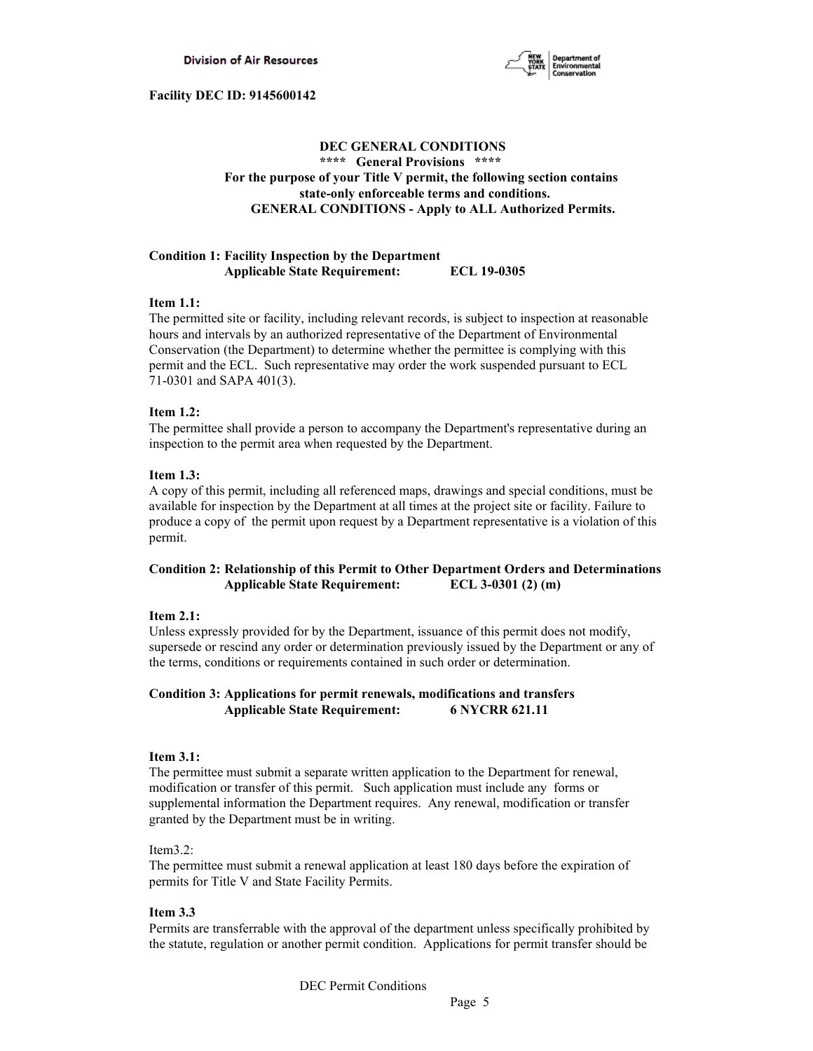**Facility DEC ID: 9145600142**

## DEC GENERAL CONDITIONS

**\*\*\*\* General Provisions \*\*\*\***

**For the purpose of your Title V permit, the following section contains state-only enforceable terms and conditions.**

**GENERAL CONDITIONS - Apply to ALL Authorized Permits.**

**Condition 1: Facility Inspection by the Department**
**Applicable State Requirement: ECL 19-0305**

**Item 1.1:**
The permitted site or facility, including relevant records, is subject to inspection at reasonable hours and intervals by an authorized representative of the Department of Environmental Conservation (the Department) to determine whether the permittee is complying with this permit and the ECL. Such representative may order the work suspended pursuant to ECL 71-0301 and SAPA 401(3).

**Item 1.2:**
The permittee shall provide a person to accompany the Department's representative during an inspection to the permit area when requested by the Department.

**Item 1.3:**
A copy of this permit, including all referenced maps, drawings and special conditions, must be available for inspection by the Department at all times at the project site or facility. Failure to produce a copy of the permit upon request by a Department representative is a violation of this permit.

**Condition 2: Relationship of this Permit to Other Department Orders and Determinations**
**Applicable State Requirement: ECL 3-0301 (2) (m)**

**Item 2.1:**
Unless expressly provided for by the Department, issuance of this permit does not modify, supersede or rescind any order or determination previously issued by the Department or any of the terms, conditions or requirements contained in such order or determination.

**Condition 3: Applications for permit renewals, modifications and transfers**
**Applicable State Requirement: 6 NYCRR 621.11**

**Item 3.1:**
The permittee must submit a separate written application to the Department for renewal, modification or transfer of this permit. Such application must include any forms or supplemental information the Department requires. Any renewal, modification or transfer granted by the Department must be in writing.

Item3.2:
The permittee must submit a renewal application at least 180 days before the expiration of permits for Title V and State Facility Permits.

**Item 3.3**
Permits are transferrable with the approval of the department unless specifically prohibited by the statute, regulation or another permit condition. Applications for permit transfer should be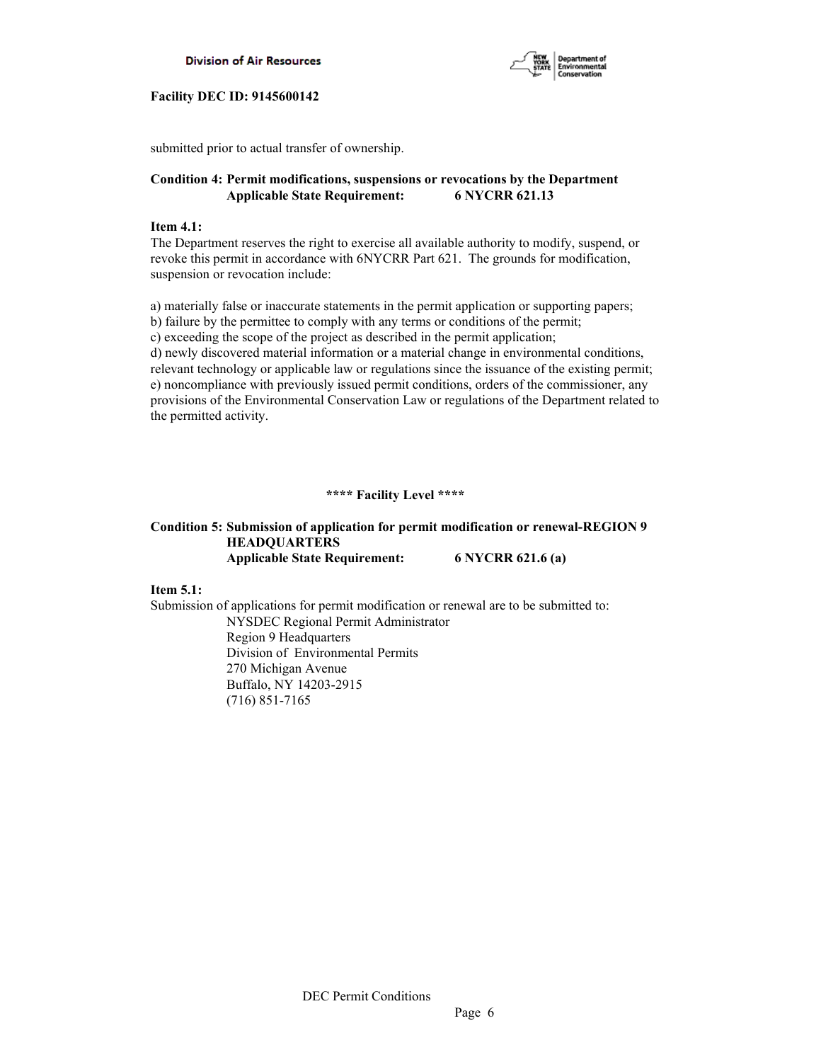submitted prior to actual transfer of ownership.

**Condition 4: Permit modifications, suspensions or revocations by the Department**
**Applicable State Requirement: 6 NYCRR 621.13**

**Item 4.1:**
The Department reserves the right to exercise all available authority to modify, suspend, or revoke this permit in accordance with 6NYCRR Part 621. The grounds for modification, suspension or revocation include:

a) materially false or inaccurate statements in the permit application or supporting papers;
b) failure by the permittee to comply with any terms or conditions of the permit;
c) exceeding the scope of the project as described in the permit application;
d) newly discovered material information or a material change in environmental conditions, relevant technology or applicable law or regulations since the issuance of the existing permit;
e) noncompliance with previously issued permit conditions, orders of the commissioner, any provisions of the Environmental Conservation Law or regulations of the Department related to the permitted activity.

**\*\*\*\* Facility Level \*\*\*\***

**Condition 5: Submission of application for permit modification or renewal-REGION 9 HEADQUARTERS**
**Applicable State Requirement: 6 NYCRR 621.6 (a)**

**Item 5.1:**
Submission of applications for permit modification or renewal are to be submitted to:

NYSDEC Regional Permit Administrator
Region 9 Headquarters
Division of Environmental Permits
270 Michigan Avenue
Buffalo, NY 14203-2915
(716) 851-7165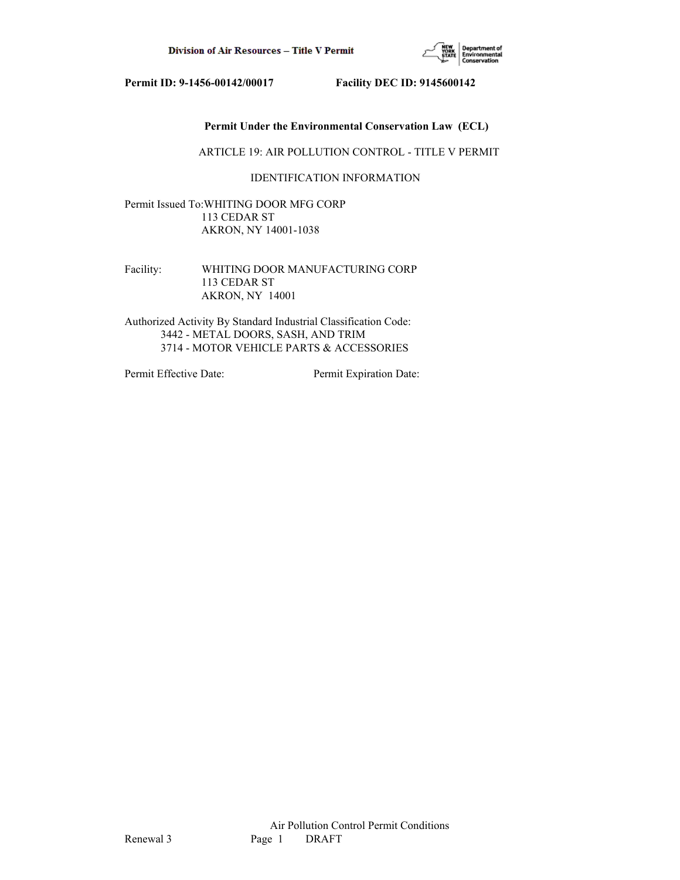**Permit ID: 9-1456-00142/00017 Facility DEC ID: 9145600142**

**Permit Under the Environmental Conservation Law (ECL)**

ARTICLE 19: AIR POLLUTION CONTROL - TITLE V PERMIT

IDENTIFICATION INFORMATION

Permit Issued To: WHITING DOOR MFG CORP
113 CEDAR ST
AKRON, NY 14001-1038

Facility: WHITING DOOR MANUFACTURING CORP
113 CEDAR ST
AKRON, NY 14001

Authorized Activity By Standard Industrial Classification Code:
3442 - METAL DOORS, SASH, AND TRIM
3714 - MOTOR VEHICLE PARTS & ACCESSORIES

Permit Effective Date: Permit Expiration Date: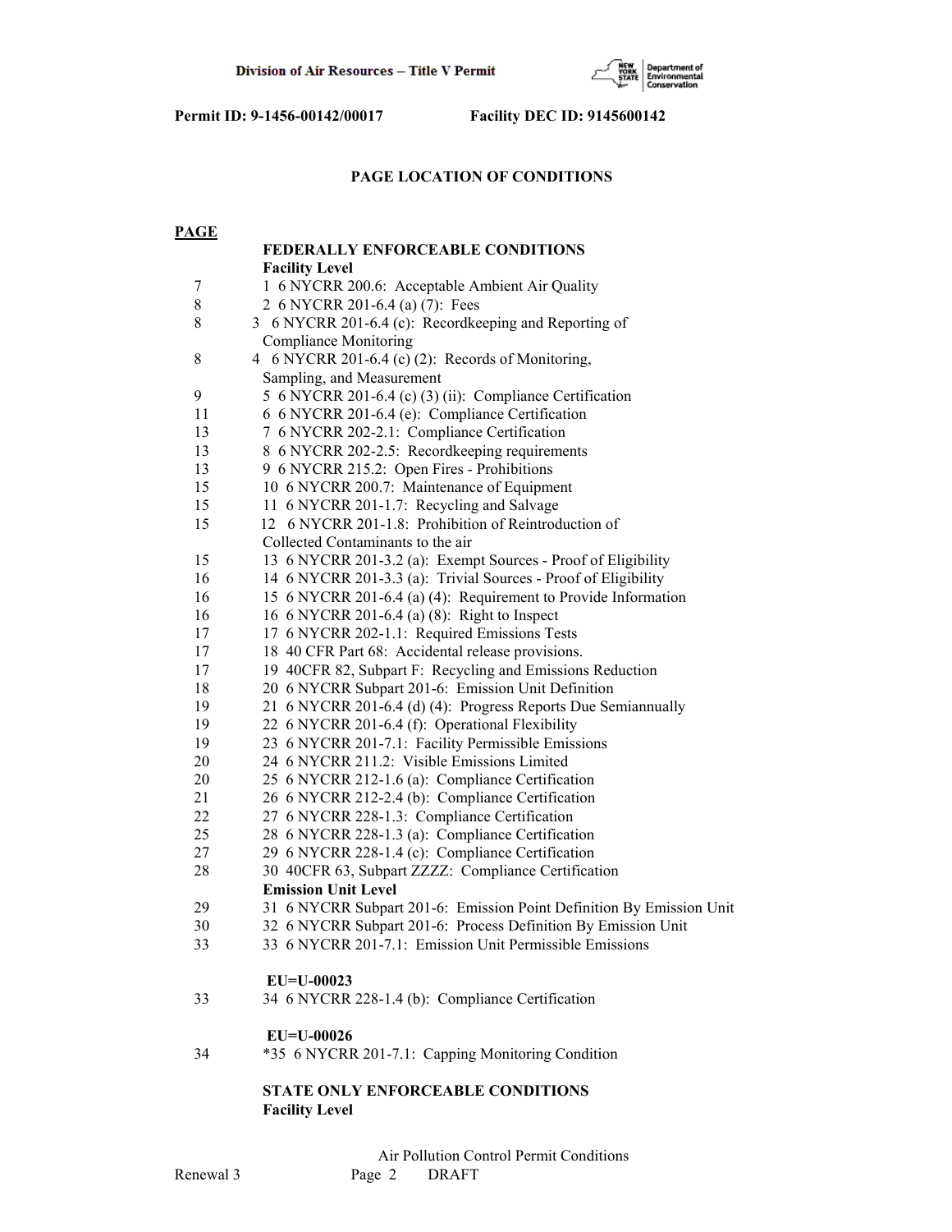Permit ID: 9-1456-00142/00017 Facility DEC ID: 9145600142

## PAGE LOCATION OF CONDITIONS

| PAGE | |
|---|---|
| | **FEDERALLY ENFORCEABLE CONDITIONS** |
| | **Facility Level** |
| 7 | 1 6 NYCRR 200.6: Acceptable Ambient Air Quality |
| 8 | 2 6 NYCRR 201-6.4 (a) (7): Fees |
| 8 | 3 6 NYCRR 201-6.4 (c): Recordkeeping and Reporting of Compliance Monitoring |
| 8 | 4 6 NYCRR 201-6.4 (c) (2): Records of Monitoring, Sampling, and Measurement |
| 9 | 5 6 NYCRR 201-6.4 (c) (3) (ii): Compliance Certification |
| 11 | 6 6 NYCRR 201-6.4 (e): Compliance Certification |
| 13 | 7 6 NYCRR 202-2.1: Compliance Certification |
| 13 | 8 6 NYCRR 202-2.5: Recordkeeping requirements |
| 13 | 9 6 NYCRR 215.2: Open Fires - Prohibitions |
| 15 | 10 6 NYCRR 200.7: Maintenance of Equipment |
| 15 | 11 6 NYCRR 201-1.7: Recycling and Salvage |
| 15 | 12 6 NYCRR 201-1.8: Prohibition of Reintroduction of Collected Contaminants to the air |
| 15 | 13 6 NYCRR 201-3.2 (a): Exempt Sources - Proof of Eligibility |
| 16 | 14 6 NYCRR 201-3.3 (a): Trivial Sources - Proof of Eligibility |
| 16 | 15 6 NYCRR 201-6.4 (a) (4): Requirement to Provide Information |
| 16 | 16 6 NYCRR 201-6.4 (a) (8): Right to Inspect |
| 17 | 17 6 NYCRR 202-1.1: Required Emissions Tests |
| 17 | 18 40 CFR Part 68: Accidental release provisions. |
| 17 | 19 40CFR 82, Subpart F: Recycling and Emissions Reduction |
| 18 | 20 6 NYCRR Subpart 201-6: Emission Unit Definition |
| 19 | 21 6 NYCRR 201-6.4 (d) (4): Progress Reports Due Semiannually |
| 19 | 22 6 NYCRR 201-6.4 (f): Operational Flexibility |
| 19 | 23 6 NYCRR 201-7.1: Facility Permissible Emissions |
| 20 | 24 6 NYCRR 211.2: Visible Emissions Limited |
| 20 | 25 6 NYCRR 212-1.6 (a): Compliance Certification |
| 21 | 26 6 NYCRR 212-2.4 (b): Compliance Certification |
| 22 | 27 6 NYCRR 228-1.3: Compliance Certification |
| 25 | 28 6 NYCRR 228-1.3 (a): Compliance Certification |
| 27 | 29 6 NYCRR 228-1.4 (c): Compliance Certification |
| 28 | 30 40CFR 63, Subpart ZZZZ: Compliance Certification |
| | **Emission Unit Level** |
| 29 | 31 6 NYCRR Subpart 201-6: Emission Point Definition By Emission Unit |
| 30 | 32 6 NYCRR Subpart 201-6: Process Definition By Emission Unit |
| 33 | 33 6 NYCRR 201-7.1: Emission Unit Permissible Emissions |
| | **EU=U-00023** |
| 33 | 34 6 NYCRR 228-1.4 (b): Compliance Certification |
| | **EU=U-00026** |
| 34 | *35 6 NYCRR 201-7.1: Capping Monitoring Condition |
| | **STATE ONLY ENFORCEABLE CONDITIONS** |
| | **Facility Level** |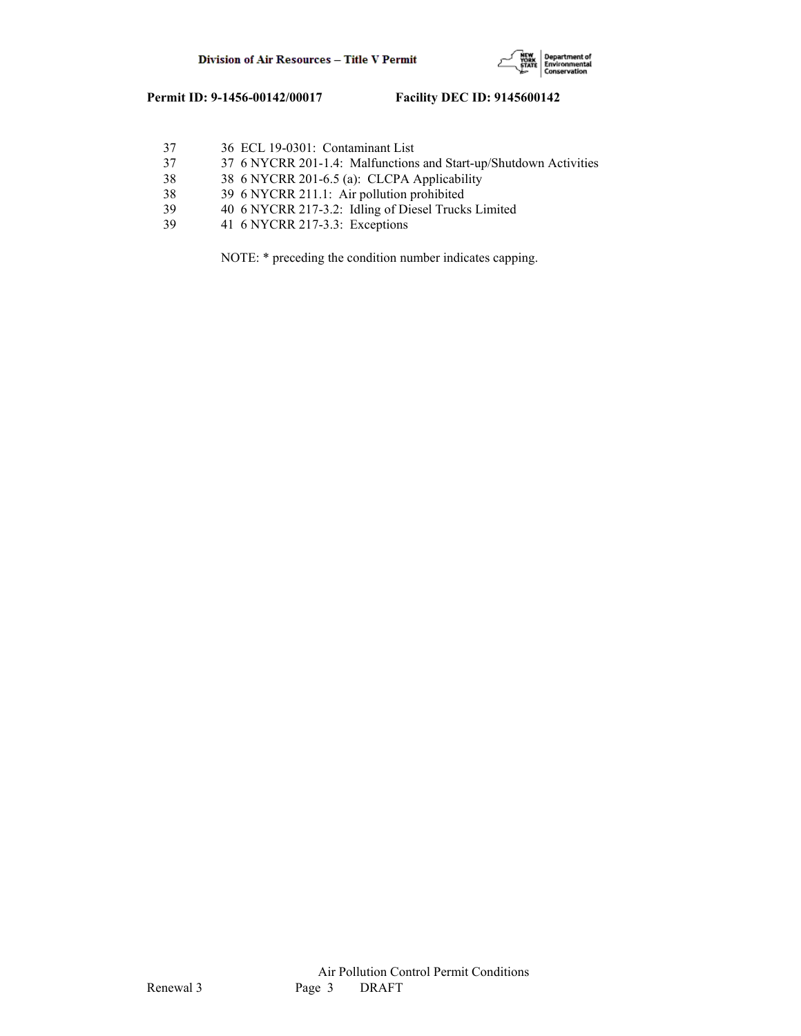| | |
|---|---|
| 37 | 36 ECL 19-0301: Contaminant List |
| 37 | 37 6 NYCRR 201-1.4: Malfunctions and Start-up/Shutdown Activities |
| 38 | 38 6 NYCRR 201-6.5 (a): CLCPA Applicability |
| 38 | 39 6 NYCRR 211.1: Air pollution prohibited |
| 39 | 40 6 NYCRR 217-3.2: Idling of Diesel Trucks Limited |
| 39 | 41 6 NYCRR 217-3.3: Exceptions |

NOTE: * preceding the condition number indicates capping.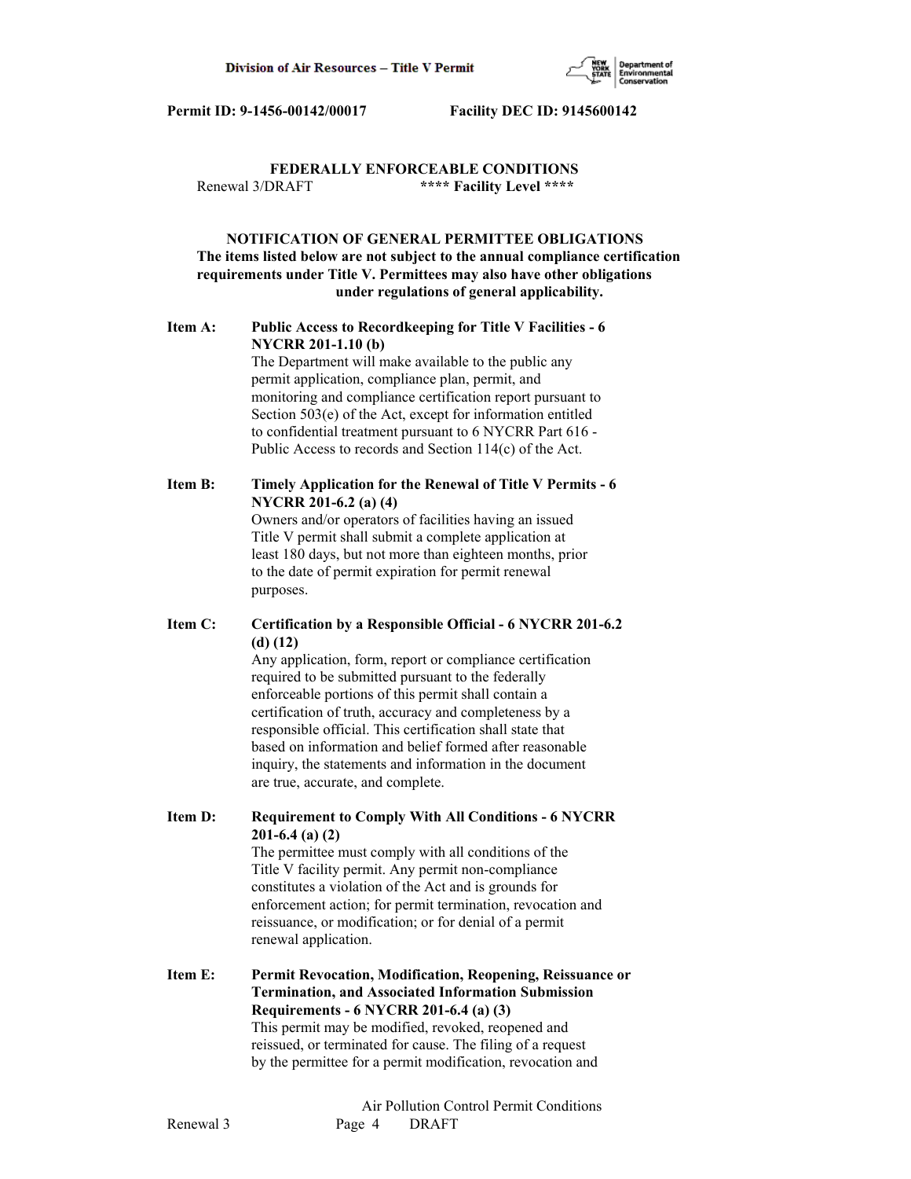Permit ID: 9-1456-00142/00017 Facility DEC ID: 9145600142

**FEDERALLY ENFORCEABLE CONDITIONS**

Renewal 3/DRAFT **\*\*\*\* Facility Level \*\*\*\***

**NOTIFICATION OF GENERAL PERMITTEE OBLIGATIONS**
**The items listed below are not subject to the annual compliance certification requirements under Title V. Permittees may also have other obligations under regulations of general applicability.**

**Item A: Public Access to Recordkeeping for Title V Facilities - 6 NYCRR 201-1.10 (b)**
The Department will make available to the public any permit application, compliance plan, permit, and monitoring and compliance certification report pursuant to Section 503(e) of the Act, except for information entitled to confidential treatment pursuant to 6 NYCRR Part 616 - Public Access to records and Section 114(c) of the Act.

**Item B: Timely Application for the Renewal of Title V Permits - 6 NYCRR 201-6.2 (a) (4)**
Owners and/or operators of facilities having an issued Title V permit shall submit a complete application at least 180 days, but not more than eighteen months, prior to the date of permit expiration for permit renewal purposes.

**Item C: Certification by a Responsible Official - 6 NYCRR 201-6.2 (d) (12)**
Any application, form, report or compliance certification required to be submitted pursuant to the federally enforceable portions of this permit shall contain a certification of truth, accuracy and completeness by a responsible official. This certification shall state that based on information and belief formed after reasonable inquiry, the statements and information in the document are true, accurate, and complete.

**Item D: Requirement to Comply With All Conditions - 6 NYCRR 201-6.4 (a) (2)**
The permittee must comply with all conditions of the Title V facility permit. Any permit non-compliance constitutes a violation of the Act and is grounds for enforcement action; for permit termination, revocation and reissuance, or modification; or for denial of a permit renewal application.

**Item E: Permit Revocation, Modification, Reopening, Reissuance or Termination, and Associated Information Submission Requirements - 6 NYCRR 201-6.4 (a) (3)**
This permit may be modified, revoked, reopened and reissued, or terminated for cause. The filing of a request by the permittee for a permit modification, revocation and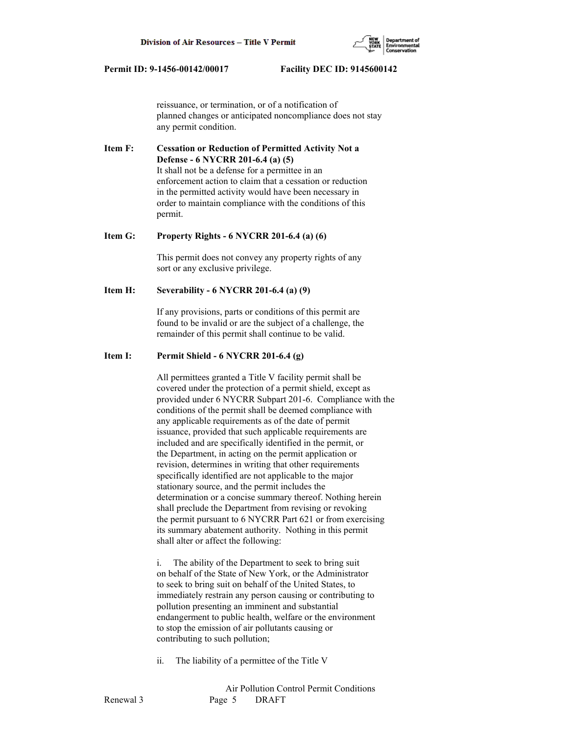reissuance, or termination, or of a notification of planned changes or anticipated noncompliance does not stay any permit condition.

**Item F: Cessation or Reduction of Permitted Activity Not a Defense - 6 NYCRR 201-6.4 (a) (5)**

It shall not be a defense for a permittee in an enforcement action to claim that a cessation or reduction in the permitted activity would have been necessary in order to maintain compliance with the conditions of this permit.

**Item G: Property Rights - 6 NYCRR 201-6.4 (a) (6)**

This permit does not convey any property rights of any sort or any exclusive privilege.

**Item H: Severability - 6 NYCRR 201-6.4 (a) (9)**

If any provisions, parts or conditions of this permit are found to be invalid or are the subject of a challenge, the remainder of this permit shall continue to be valid.

**Item I: Permit Shield - 6 NYCRR 201-6.4 (g)**

All permittees granted a Title V facility permit shall be covered under the protection of a permit shield, except as provided under 6 NYCRR Subpart 201-6. Compliance with the conditions of the permit shall be deemed compliance with any applicable requirements as of the date of permit issuance, provided that such applicable requirements are included and are specifically identified in the permit, or the Department, in acting on the permit application or revision, determines in writing that other requirements specifically identified are not applicable to the major stationary source, and the permit includes the determination or a concise summary thereof. Nothing herein shall preclude the Department from revising or revoking the permit pursuant to 6 NYCRR Part 621 or from exercising its summary abatement authority. Nothing in this permit shall alter or affect the following:

i. The ability of the Department to seek to bring suit on behalf of the State of New York, or the Administrator to seek to bring suit on behalf of the United States, to immediately restrain any person causing or contributing to pollution presenting an imminent and substantial endangerment to public health, welfare or the environment to stop the emission of air pollutants causing or contributing to such pollution;

ii. The liability of a permittee of the Title V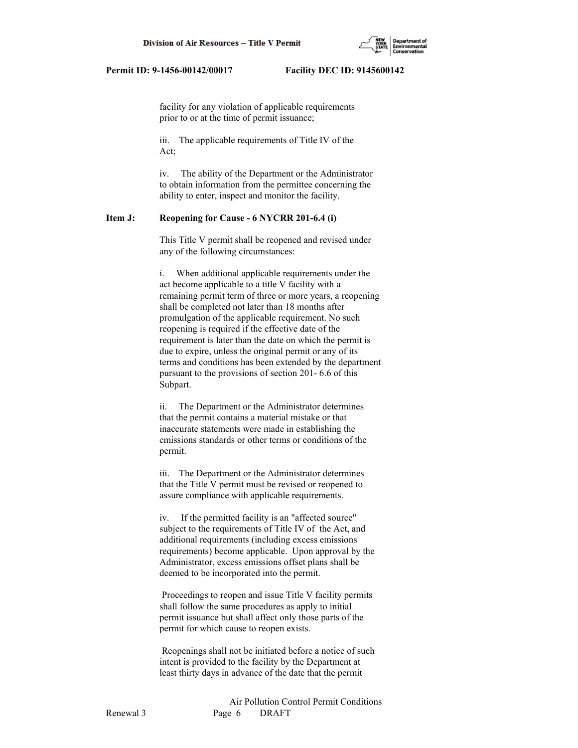facility for any violation of applicable requirements prior to or at the time of permit issuance;

iii. The applicable requirements of Title IV of the Act;

iv. The ability of the Department or the Administrator to obtain information from the permittee concerning the ability to enter, inspect and monitor the facility.

**Item J: Reopening for Cause - 6 NYCRR 201-6.4 (i)**

This Title V permit shall be reopened and revised under any of the following circumstances:

i. When additional applicable requirements under the act become applicable to a title V facility with a remaining permit term of three or more years, a reopening shall be completed not later than 18 months after promulgation of the applicable requirement. No such reopening is required if the effective date of the requirement is later than the date on which the permit is due to expire, unless the original permit or any of its terms and conditions has been extended by the department pursuant to the provisions of section 201- 6.6 of this Subpart.

ii. The Department or the Administrator determines that the permit contains a material mistake or that inaccurate statements were made in establishing the emissions standards or other terms or conditions of the permit.

iii. The Department or the Administrator determines that the Title V permit must be revised or reopened to assure compliance with applicable requirements.

iv. If the permitted facility is an "affected source" subject to the requirements of Title IV of the Act, and additional requirements (including excess emissions requirements) become applicable. Upon approval by the Administrator, excess emissions offset plans shall be deemed to be incorporated into the permit.

Proceedings to reopen and issue Title V facility permits shall follow the same procedures as apply to initial permit issuance but shall affect only those parts of the permit for which cause to reopen exists.

Reopenings shall not be initiated before a notice of such intent is provided to the facility by the Department at least thirty days in advance of the date that the permit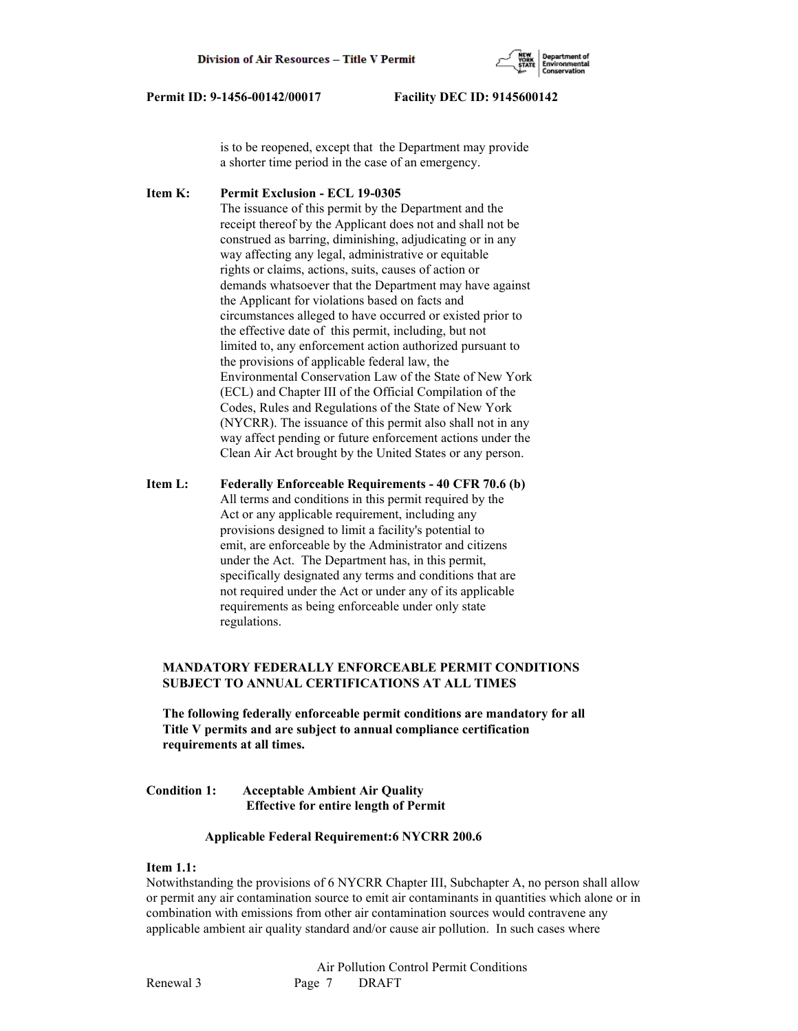is to be reopened, except that the Department may provide a shorter time period in the case of an emergency.

**Item K: Permit Exclusion - ECL 19-0305**
The issuance of this permit by the Department and the receipt thereof by the Applicant does not and shall not be construed as barring, diminishing, adjudicating or in any way affecting any legal, administrative or equitable rights or claims, actions, suits, causes of action or demands whatsoever that the Department may have against the Applicant for violations based on facts and circumstances alleged to have occurred or existed prior to the effective date of this permit, including, but not limited to, any enforcement action authorized pursuant to the provisions of applicable federal law, the Environmental Conservation Law of the State of New York (ECL) and Chapter III of the Official Compilation of the Codes, Rules and Regulations of the State of New York (NYCRR). The issuance of this permit also shall not in any way affect pending or future enforcement actions under the Clean Air Act brought by the United States or any person.

**Item L: Federally Enforceable Requirements - 40 CFR 70.6 (b)**
All terms and conditions in this permit required by the Act or any applicable requirement, including any provisions designed to limit a facility's potential to emit, are enforceable by the Administrator and citizens under the Act. The Department has, in this permit, specifically designated any terms and conditions that are not required under the Act or under any of its applicable requirements as being enforceable under only state regulations.

**MANDATORY FEDERALLY ENFORCEABLE PERMIT CONDITIONS SUBJECT TO ANNUAL CERTIFICATIONS AT ALL TIMES**

**The following federally enforceable permit conditions are mandatory for all Title V permits and are subject to annual compliance certification requirements at all times.**

**Condition 1: Acceptable Ambient Air Quality**
**Effective for entire length of Permit**

**Applicable Federal Requirement:6 NYCRR 200.6**

**Item 1.1:**
Notwithstanding the provisions of 6 NYCRR Chapter III, Subchapter A, no person shall allow or permit any air contamination source to emit air contaminants in quantities which alone or in combination with emissions from other air contamination sources would contravene any applicable ambient air quality standard and/or cause air pollution. In such cases where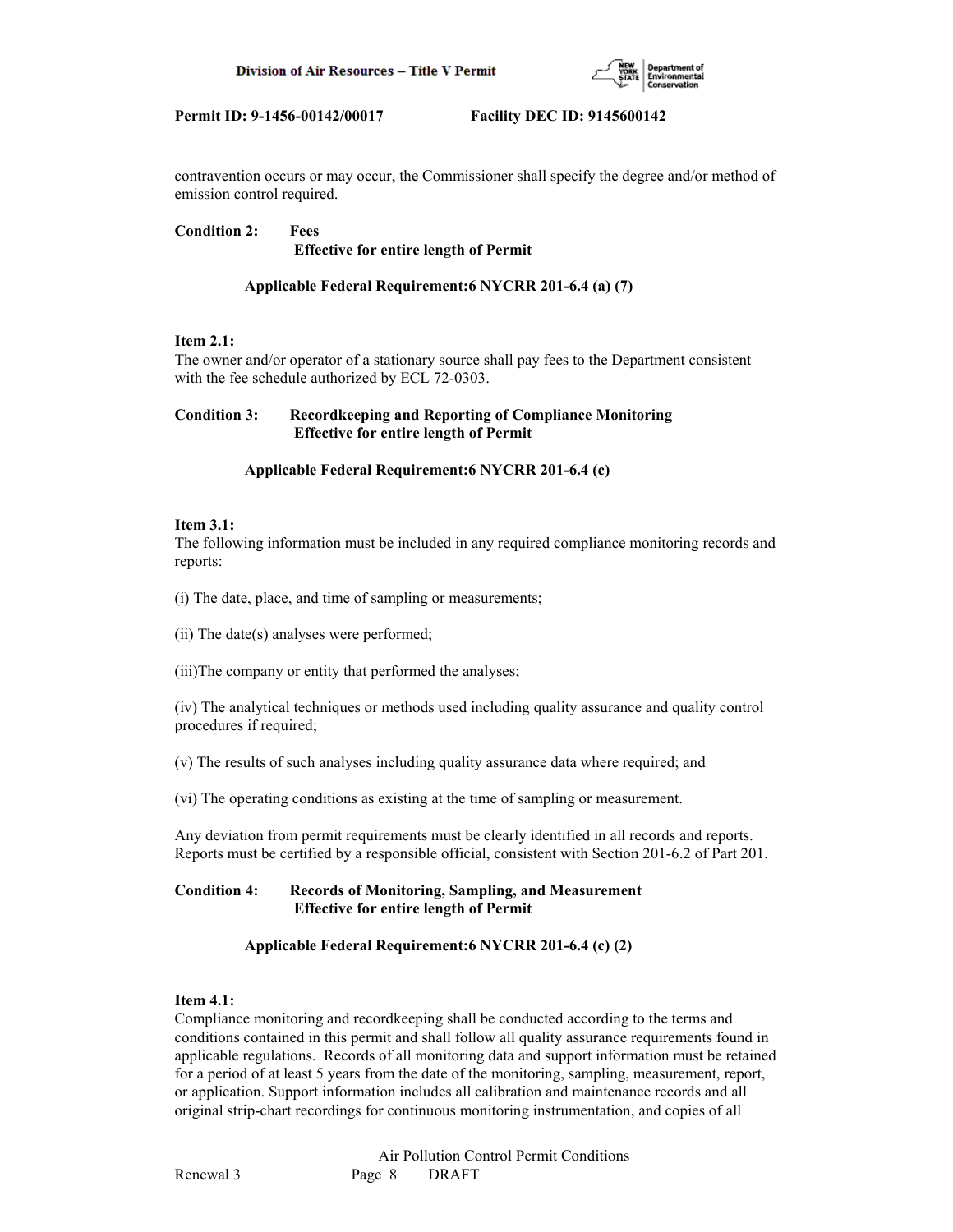contravention occurs or may occur, the Commissioner shall specify the degree and/or method of emission control required.

**Condition 2: Fees**
**Effective for entire length of Permit**

**Applicable Federal Requirement:6 NYCRR 201-6.4 (a) (7)**

**Item 2.1:**
The owner and/or operator of a stationary source shall pay fees to the Department consistent with the fee schedule authorized by ECL 72-0303.

**Condition 3: Recordkeeping and Reporting of Compliance Monitoring**
**Effective for entire length of Permit**

**Applicable Federal Requirement:6 NYCRR 201-6.4 (c)**

**Item 3.1:**
The following information must be included in any required compliance monitoring records and reports:

(i) The date, place, and time of sampling or measurements;

(ii) The date(s) analyses were performed;

(iii)The company or entity that performed the analyses;

(iv) The analytical techniques or methods used including quality assurance and quality control procedures if required;

(v) The results of such analyses including quality assurance data where required; and

(vi) The operating conditions as existing at the time of sampling or measurement.

Any deviation from permit requirements must be clearly identified in all records and reports. Reports must be certified by a responsible official, consistent with Section 201-6.2 of Part 201.

**Condition 4: Records of Monitoring, Sampling, and Measurement**
**Effective for entire length of Permit**

**Applicable Federal Requirement:6 NYCRR 201-6.4 (c) (2)**

**Item 4.1:**
Compliance monitoring and recordkeeping shall be conducted according to the terms and conditions contained in this permit and shall follow all quality assurance requirements found in applicable regulations. Records of all monitoring data and support information must be retained for a period of at least 5 years from the date of the monitoring, sampling, measurement, report, or application. Support information includes all calibration and maintenance records and all original strip-chart recordings for continuous monitoring instrumentation, and copies of all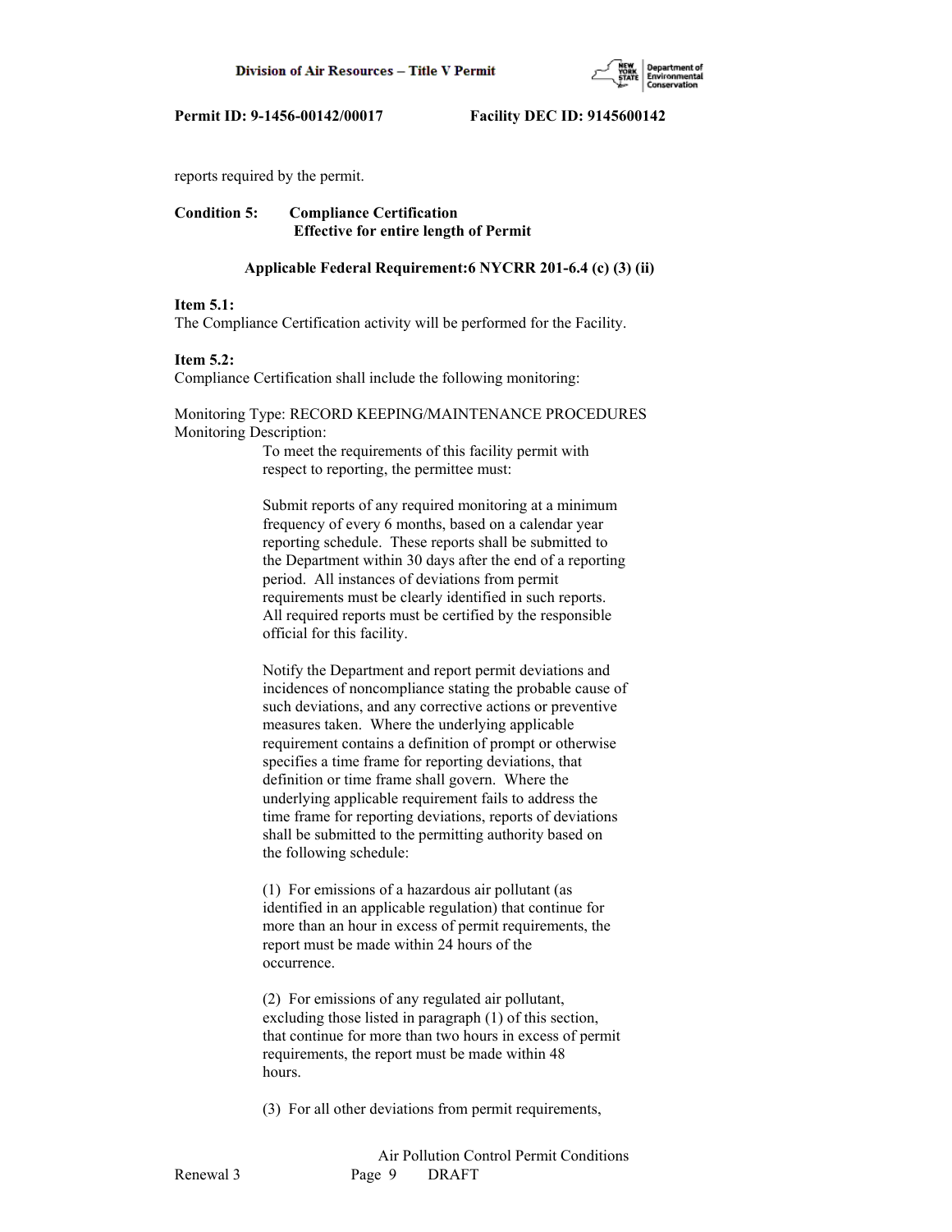reports required by the permit.

**Condition 5: Compliance Certification**
**Effective for entire length of Permit**

**Applicable Federal Requirement:6 NYCRR 201-6.4 (c) (3) (ii)**

**Item 5.1:**
The Compliance Certification activity will be performed for the Facility.

**Item 5.2:**
Compliance Certification shall include the following monitoring:

Monitoring Type: RECORD KEEPING/MAINTENANCE PROCEDURES
Monitoring Description:

To meet the requirements of this facility permit with respect to reporting, the permittee must:

Submit reports of any required monitoring at a minimum frequency of every 6 months, based on a calendar year reporting schedule. These reports shall be submitted to the Department within 30 days after the end of a reporting period. All instances of deviations from permit requirements must be clearly identified in such reports. All required reports must be certified by the responsible official for this facility.

Notify the Department and report permit deviations and incidences of noncompliance stating the probable cause of such deviations, and any corrective actions or preventive measures taken. Where the underlying applicable requirement contains a definition of prompt or otherwise specifies a time frame for reporting deviations, that definition or time frame shall govern. Where the underlying applicable requirement fails to address the time frame for reporting deviations, reports of deviations shall be submitted to the permitting authority based on the following schedule:

(1) For emissions of a hazardous air pollutant (as identified in an applicable regulation) that continue for more than an hour in excess of permit requirements, the report must be made within 24 hours of the occurrence.

(2) For emissions of any regulated air pollutant, excluding those listed in paragraph (1) of this section, that continue for more than two hours in excess of permit requirements, the report must be made within 48 hours.

(3) For all other deviations from permit requirements,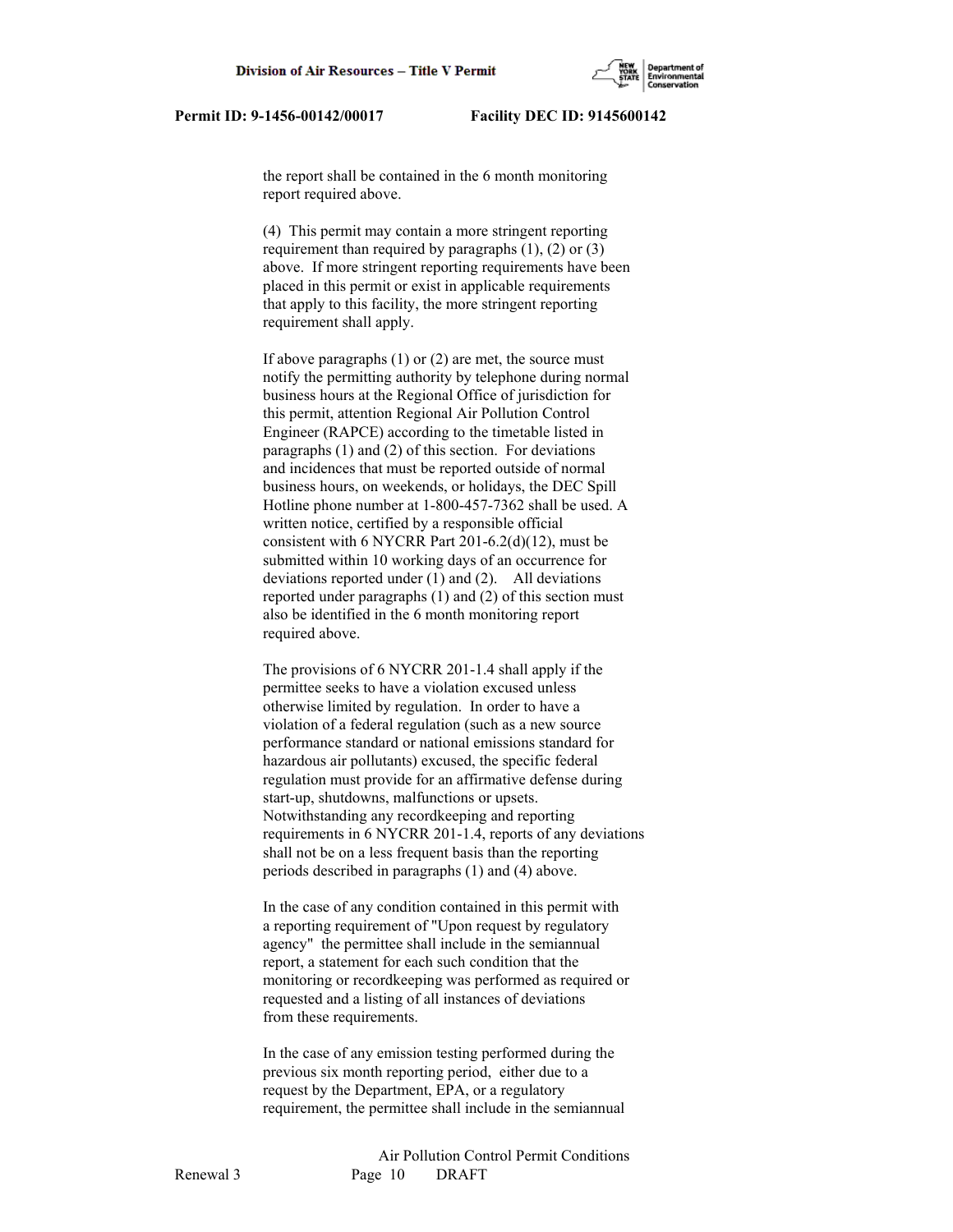the report shall be contained in the 6 month monitoring report required above.

(4) This permit may contain a more stringent reporting requirement than required by paragraphs (1), (2) or (3) above. If more stringent reporting requirements have been placed in this permit or exist in applicable requirements that apply to this facility, the more stringent reporting requirement shall apply.

If above paragraphs (1) or (2) are met, the source must notify the permitting authority by telephone during normal business hours at the Regional Office of jurisdiction for this permit, attention Regional Air Pollution Control Engineer (RAPCE) according to the timetable listed in paragraphs (1) and (2) of this section. For deviations and incidences that must be reported outside of normal business hours, on weekends, or holidays, the DEC Spill Hotline phone number at 1-800-457-7362 shall be used. A written notice, certified by a responsible official consistent with 6 NYCRR Part 201-6.2(d)(12), must be submitted within 10 working days of an occurrence for deviations reported under (1) and (2). All deviations reported under paragraphs (1) and (2) of this section must also be identified in the 6 month monitoring report required above.

The provisions of 6 NYCRR 201-1.4 shall apply if the permittee seeks to have a violation excused unless otherwise limited by regulation. In order to have a violation of a federal regulation (such as a new source performance standard or national emissions standard for hazardous air pollutants) excused, the specific federal regulation must provide for an affirmative defense during start-up, shutdowns, malfunctions or upsets. Notwithstanding any recordkeeping and reporting requirements in 6 NYCRR 201-1.4, reports of any deviations shall not be on a less frequent basis than the reporting periods described in paragraphs (1) and (4) above.

In the case of any condition contained in this permit with a reporting requirement of "Upon request by regulatory agency" the permittee shall include in the semiannual report, a statement for each such condition that the monitoring or recordkeeping was performed as required or requested and a listing of all instances of deviations from these requirements.

In the case of any emission testing performed during the previous six month reporting period, either due to a request by the Department, EPA, or a regulatory requirement, the permittee shall include in the semiannual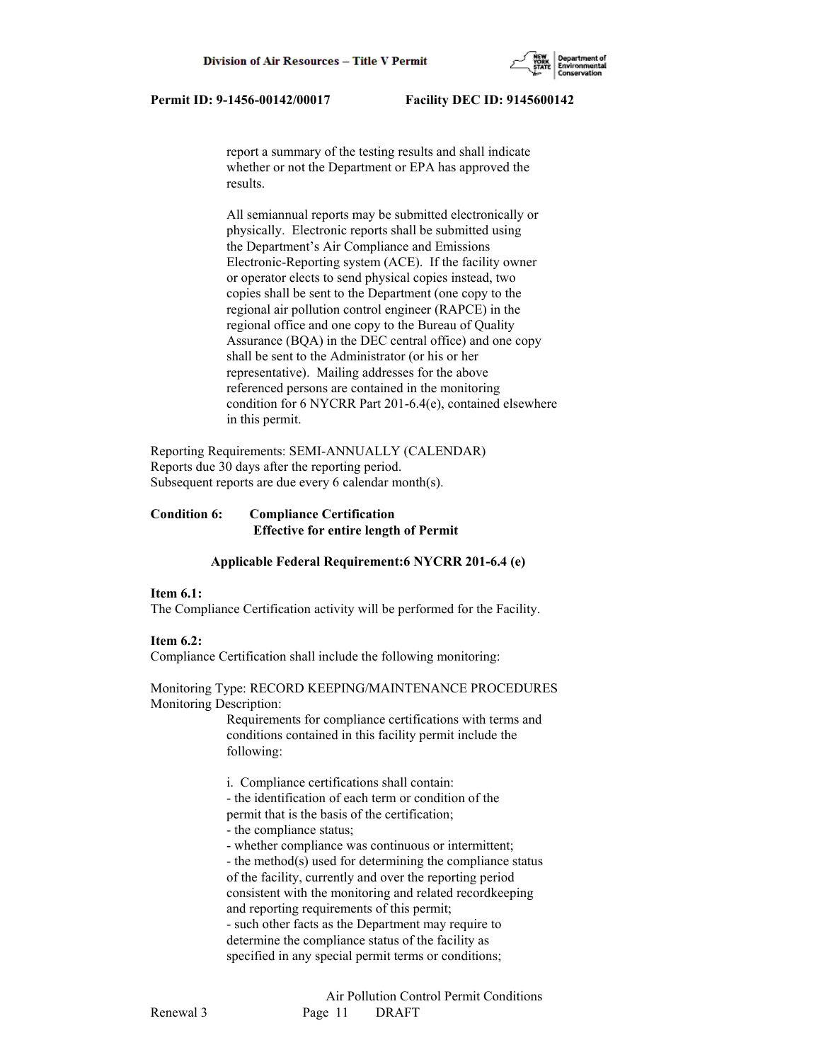report a summary of the testing results and shall indicate whether or not the Department or EPA has approved the results.

All semiannual reports may be submitted electronically or physically. Electronic reports shall be submitted using the Department's Air Compliance and Emissions Electronic-Reporting system (ACE). If the facility owner or operator elects to send physical copies instead, two copies shall be sent to the Department (one copy to the regional air pollution control engineer (RAPCE) in the regional office and one copy to the Bureau of Quality Assurance (BQA) in the DEC central office) and one copy shall be sent to the Administrator (or his or her representative). Mailing addresses for the above referenced persons are contained in the monitoring condition for 6 NYCRR Part 201-6.4(e), contained elsewhere in this permit.

Reporting Requirements: SEMI-ANNUALLY (CALENDAR)
Reports due 30 days after the reporting period.
Subsequent reports are due every 6 calendar month(s).

**Condition 6: Compliance Certification**
**Effective for entire length of Permit**

**Applicable Federal Requirement:6 NYCRR 201-6.4 (e)**

**Item 6.1:**
The Compliance Certification activity will be performed for the Facility.

**Item 6.2:**
Compliance Certification shall include the following monitoring:

Monitoring Type: RECORD KEEPING/MAINTENANCE PROCEDURES
Monitoring Description:

Requirements for compliance certifications with terms and conditions contained in this facility permit include the following:

i. Compliance certifications shall contain:
- the identification of each term or condition of the permit that is the basis of the certification;
- the compliance status;
- whether compliance was continuous or intermittent;
- the method(s) used for determining the compliance status of the facility, currently and over the reporting period consistent with the monitoring and related recordkeeping and reporting requirements of this permit;
- such other facts as the Department may require to determine the compliance status of the facility as specified in any special permit terms or conditions;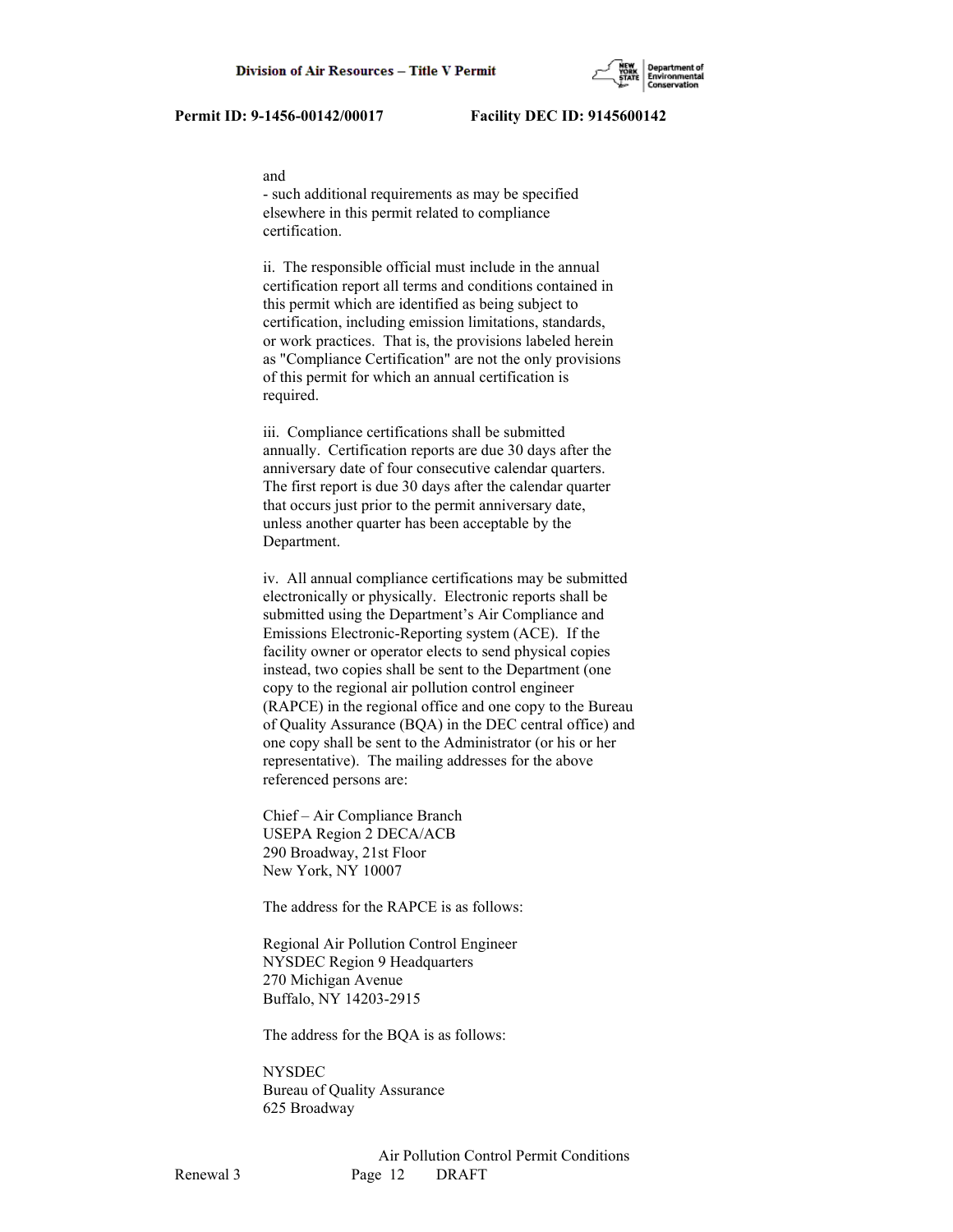and

- such additional requirements as may be specified elsewhere in this permit related to compliance certification.

ii. The responsible official must include in the annual certification report all terms and conditions contained in this permit which are identified as being subject to certification, including emission limitations, standards, or work practices. That is, the provisions labeled herein as "Compliance Certification" are not the only provisions of this permit for which an annual certification is required.

iii. Compliance certifications shall be submitted annually. Certification reports are due 30 days after the anniversary date of four consecutive calendar quarters. The first report is due 30 days after the calendar quarter that occurs just prior to the permit anniversary date, unless another quarter has been acceptable by the Department.

iv. All annual compliance certifications may be submitted electronically or physically. Electronic reports shall be submitted using the Department's Air Compliance and Emissions Electronic-Reporting system (ACE). If the facility owner or operator elects to send physical copies instead, two copies shall be sent to the Department (one copy to the regional air pollution control engineer (RAPCE) in the regional office and one copy to the Bureau of Quality Assurance (BQA) in the DEC central office) and one copy shall be sent to the Administrator (or his or her representative). The mailing addresses for the above referenced persons are:

Chief – Air Compliance Branch
USEPA Region 2 DECA/ACB
290 Broadway, 21st Floor
New York, NY 10007

The address for the RAPCE is as follows:

Regional Air Pollution Control Engineer
NYSDEC Region 9 Headquarters
270 Michigan Avenue
Buffalo, NY 14203-2915

The address for the BQA is as follows:

NYSDEC
Bureau of Quality Assurance
625 Broadway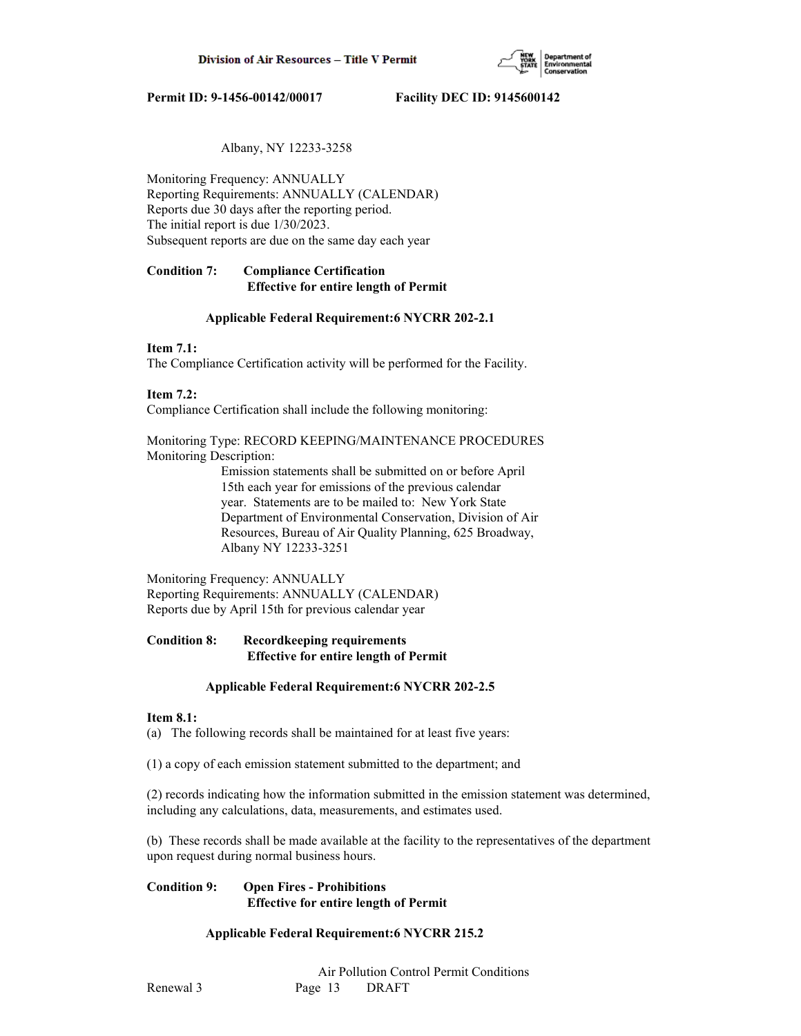Albany, NY 12233-3258

Monitoring Frequency: ANNUALLY
Reporting Requirements: ANNUALLY (CALENDAR)
Reports due 30 days after the reporting period.
The initial report is due 1/30/2023.
Subsequent reports are due on the same day each year

**Condition 7: Compliance Certification**
**Effective for entire length of Permit**

**Applicable Federal Requirement:6 NYCRR 202-2.1**

**Item 7.1:**
The Compliance Certification activity will be performed for the Facility.

**Item 7.2:**
Compliance Certification shall include the following monitoring:

Monitoring Type: RECORD KEEPING/MAINTENANCE PROCEDURES
Monitoring Description:
Emission statements shall be submitted on or before April 15th each year for emissions of the previous calendar year. Statements are to be mailed to: New York State Department of Environmental Conservation, Division of Air Resources, Bureau of Air Quality Planning, 625 Broadway, Albany NY 12233-3251

Monitoring Frequency: ANNUALLY
Reporting Requirements: ANNUALLY (CALENDAR)
Reports due by April 15th for previous calendar year

**Condition 8: Recordkeeping requirements**
**Effective for entire length of Permit**

**Applicable Federal Requirement:6 NYCRR 202-2.5**

**Item 8.1:**
(a) The following records shall be maintained for at least five years:

(1) a copy of each emission statement submitted to the department; and

(2) records indicating how the information submitted in the emission statement was determined, including any calculations, data, measurements, and estimates used.

(b) These records shall be made available at the facility to the representatives of the department upon request during normal business hours.

**Condition 9: Open Fires - Prohibitions**
**Effective for entire length of Permit**

**Applicable Federal Requirement:6 NYCRR 215.2**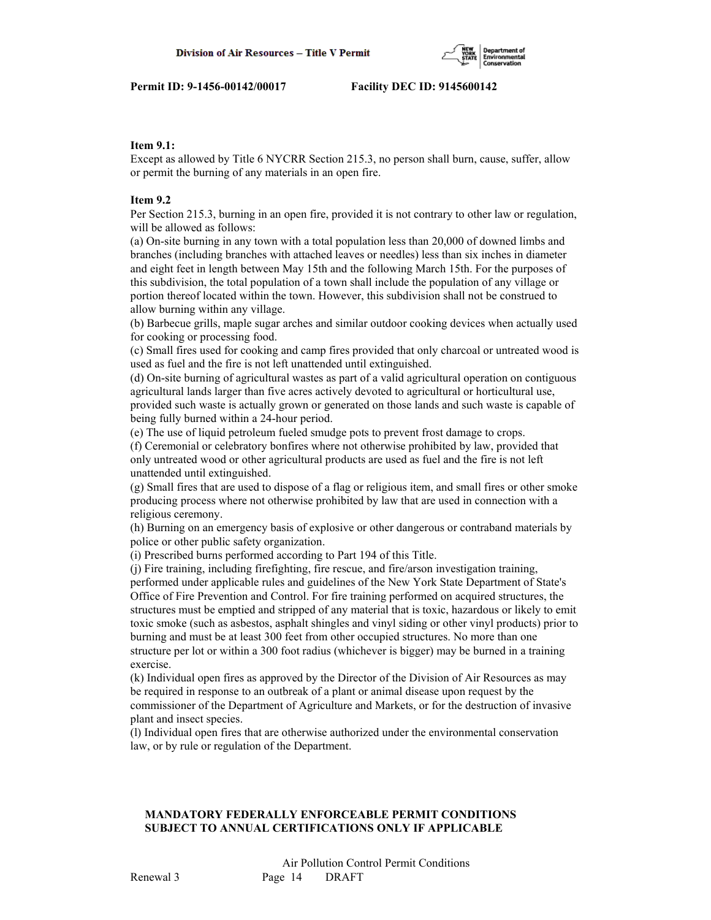**Item 9.1:**
Except as allowed by Title 6 NYCRR Section 215.3, no person shall burn, cause, suffer, allow or permit the burning of any materials in an open fire.

**Item 9.2**
Per Section 215.3, burning in an open fire, provided it is not contrary to other law or regulation, will be allowed as follows:
(a) On-site burning in any town with a total population less than 20,000 of downed limbs and branches (including branches with attached leaves or needles) less than six inches in diameter and eight feet in length between May 15th and the following March 15th. For the purposes of this subdivision, the total population of a town shall include the population of any village or portion thereof located within the town. However, this subdivision shall not be construed to allow burning within any village.
(b) Barbecue grills, maple sugar arches and similar outdoor cooking devices when actually used for cooking or processing food.
(c) Small fires used for cooking and camp fires provided that only charcoal or untreated wood is used as fuel and the fire is not left unattended until extinguished.
(d) On-site burning of agricultural wastes as part of a valid agricultural operation on contiguous agricultural lands larger than five acres actively devoted to agricultural or horticultural use, provided such waste is actually grown or generated on those lands and such waste is capable of being fully burned within a 24-hour period.
(e) The use of liquid petroleum fueled smudge pots to prevent frost damage to crops.
(f) Ceremonial or celebratory bonfires where not otherwise prohibited by law, provided that only untreated wood or other agricultural products are used as fuel and the fire is not left unattended until extinguished.
(g) Small fires that are used to dispose of a flag or religious item, and small fires or other smoke producing process where not otherwise prohibited by law that are used in connection with a religious ceremony.
(h) Burning on an emergency basis of explosive or other dangerous or contraband materials by police or other public safety organization.
(i) Prescribed burns performed according to Part 194 of this Title.
(j) Fire training, including firefighting, fire rescue, and fire/arson investigation training, performed under applicable rules and guidelines of the New York State Department of State's Office of Fire Prevention and Control. For fire training performed on acquired structures, the structures must be emptied and stripped of any material that is toxic, hazardous or likely to emit toxic smoke (such as asbestos, asphalt shingles and vinyl siding or other vinyl products) prior to burning and must be at least 300 feet from other occupied structures. No more than one structure per lot or within a 300 foot radius (whichever is bigger) may be burned in a training exercise.
(k) Individual open fires as approved by the Director of the Division of Air Resources as may be required in response to an outbreak of a plant or animal disease upon request by the commissioner of the Department of Agriculture and Markets, or for the destruction of invasive plant and insect species.
(l) Individual open fires that are otherwise authorized under the environmental conservation law, or by rule or regulation of the Department.

**MANDATORY FEDERALLY ENFORCEABLE PERMIT CONDITIONS SUBJECT TO ANNUAL CERTIFICATIONS ONLY IF APPLICABLE**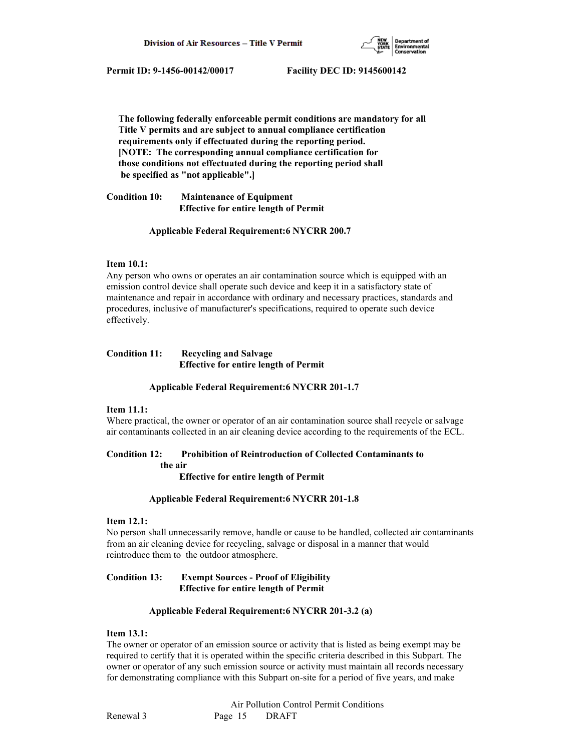**The following federally enforceable permit conditions are mandatory for all Title V permits and are subject to annual compliance certification requirements only if effectuated during the reporting period. [NOTE: The corresponding annual compliance certification for those conditions not effectuated during the reporting period shall be specified as "not applicable".]**

**Condition 10: Maintenance of Equipment**
**Effective for entire length of Permit**

**Applicable Federal Requirement:6 NYCRR 200.7**

**Item 10.1:**
Any person who owns or operates an air contamination source which is equipped with an emission control device shall operate such device and keep it in a satisfactory state of maintenance and repair in accordance with ordinary and necessary practices, standards and procedures, inclusive of manufacturer's specifications, required to operate such device effectively.

**Condition 11: Recycling and Salvage**
**Effective for entire length of Permit**

**Applicable Federal Requirement:6 NYCRR 201-1.7**

**Item 11.1:**
Where practical, the owner or operator of an air contamination source shall recycle or salvage air contaminants collected in an air cleaning device according to the requirements of the ECL.

**Condition 12: Prohibition of Reintroduction of Collected Contaminants to the air**
**Effective for entire length of Permit**

**Applicable Federal Requirement:6 NYCRR 201-1.8**

**Item 12.1:**
No person shall unnecessarily remove, handle or cause to be handled, collected air contaminants from an air cleaning device for recycling, salvage or disposal in a manner that would reintroduce them to the outdoor atmosphere.

**Condition 13: Exempt Sources - Proof of Eligibility**
**Effective for entire length of Permit**

**Applicable Federal Requirement:6 NYCRR 201-3.2 (a)**

**Item 13.1:**
The owner or operator of an emission source or activity that is listed as being exempt may be required to certify that it is operated within the specific criteria described in this Subpart. The owner or operator of any such emission source or activity must maintain all records necessary for demonstrating compliance with this Subpart on-site for a period of five years, and make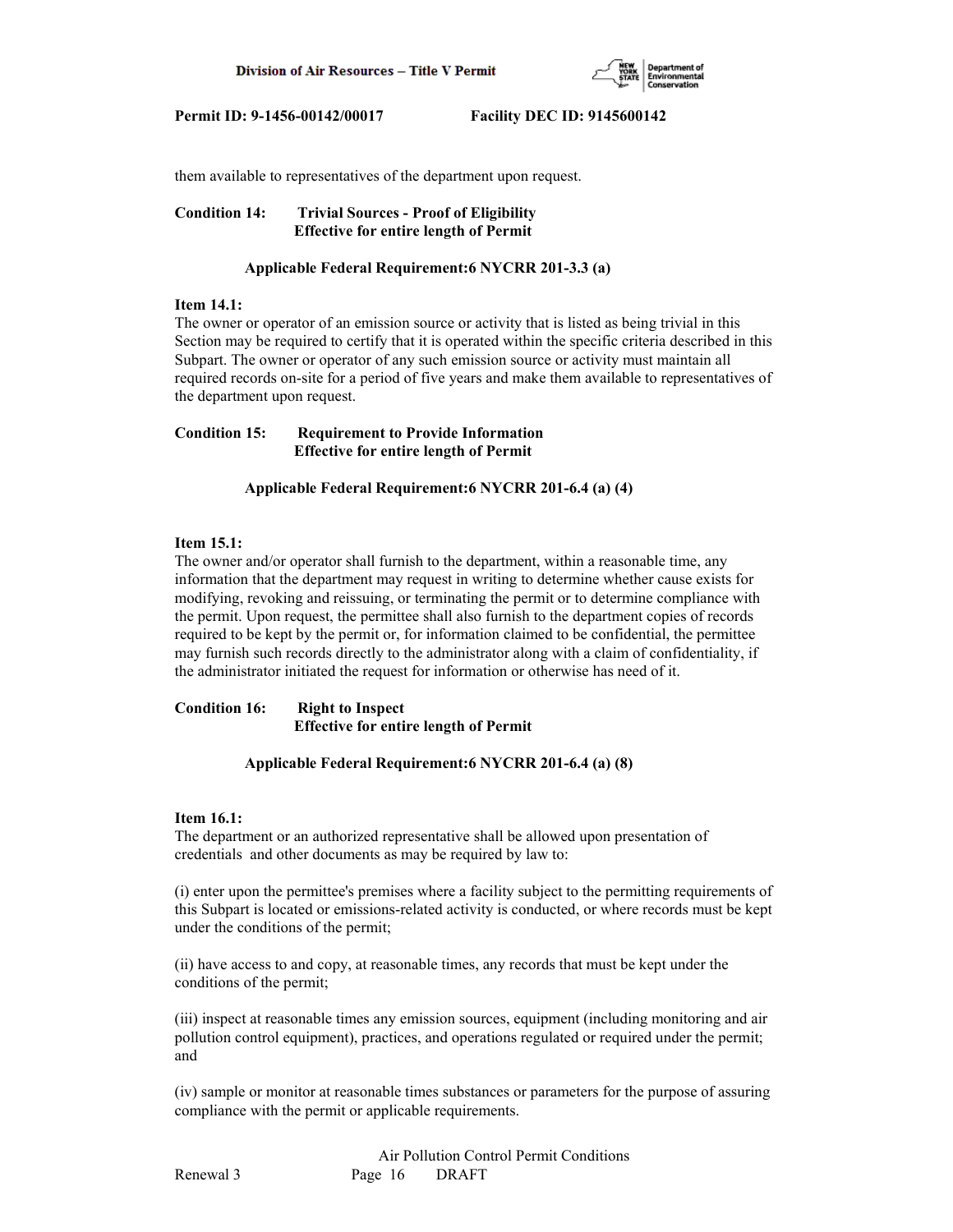them available to representatives of the department upon request.

**Condition 14: Trivial Sources - Proof of Eligibility**
**Effective for entire length of Permit**

**Applicable Federal Requirement:6 NYCRR 201-3.3 (a)**

**Item 14.1:**
The owner or operator of an emission source or activity that is listed as being trivial in this Section may be required to certify that it is operated within the specific criteria described in this Subpart. The owner or operator of any such emission source or activity must maintain all required records on-site for a period of five years and make them available to representatives of the department upon request.

**Condition 15: Requirement to Provide Information**
**Effective for entire length of Permit**

**Applicable Federal Requirement:6 NYCRR 201-6.4 (a) (4)**

**Item 15.1:**
The owner and/or operator shall furnish to the department, within a reasonable time, any information that the department may request in writing to determine whether cause exists for modifying, revoking and reissuing, or terminating the permit or to determine compliance with the permit. Upon request, the permittee shall also furnish to the department copies of records required to be kept by the permit or, for information claimed to be confidential, the permittee may furnish such records directly to the administrator along with a claim of confidentiality, if the administrator initiated the request for information or otherwise has need of it.

**Condition 16: Right to Inspect**
**Effective for entire length of Permit**

**Applicable Federal Requirement:6 NYCRR 201-6.4 (a) (8)**

**Item 16.1:**
The department or an authorized representative shall be allowed upon presentation of credentials and other documents as may be required by law to:

(i) enter upon the permittee's premises where a facility subject to the permitting requirements of this Subpart is located or emissions-related activity is conducted, or where records must be kept under the conditions of the permit;

(ii) have access to and copy, at reasonable times, any records that must be kept under the conditions of the permit;

(iii) inspect at reasonable times any emission sources, equipment (including monitoring and air pollution control equipment), practices, and operations regulated or required under the permit; and

(iv) sample or monitor at reasonable times substances or parameters for the purpose of assuring compliance with the permit or applicable requirements.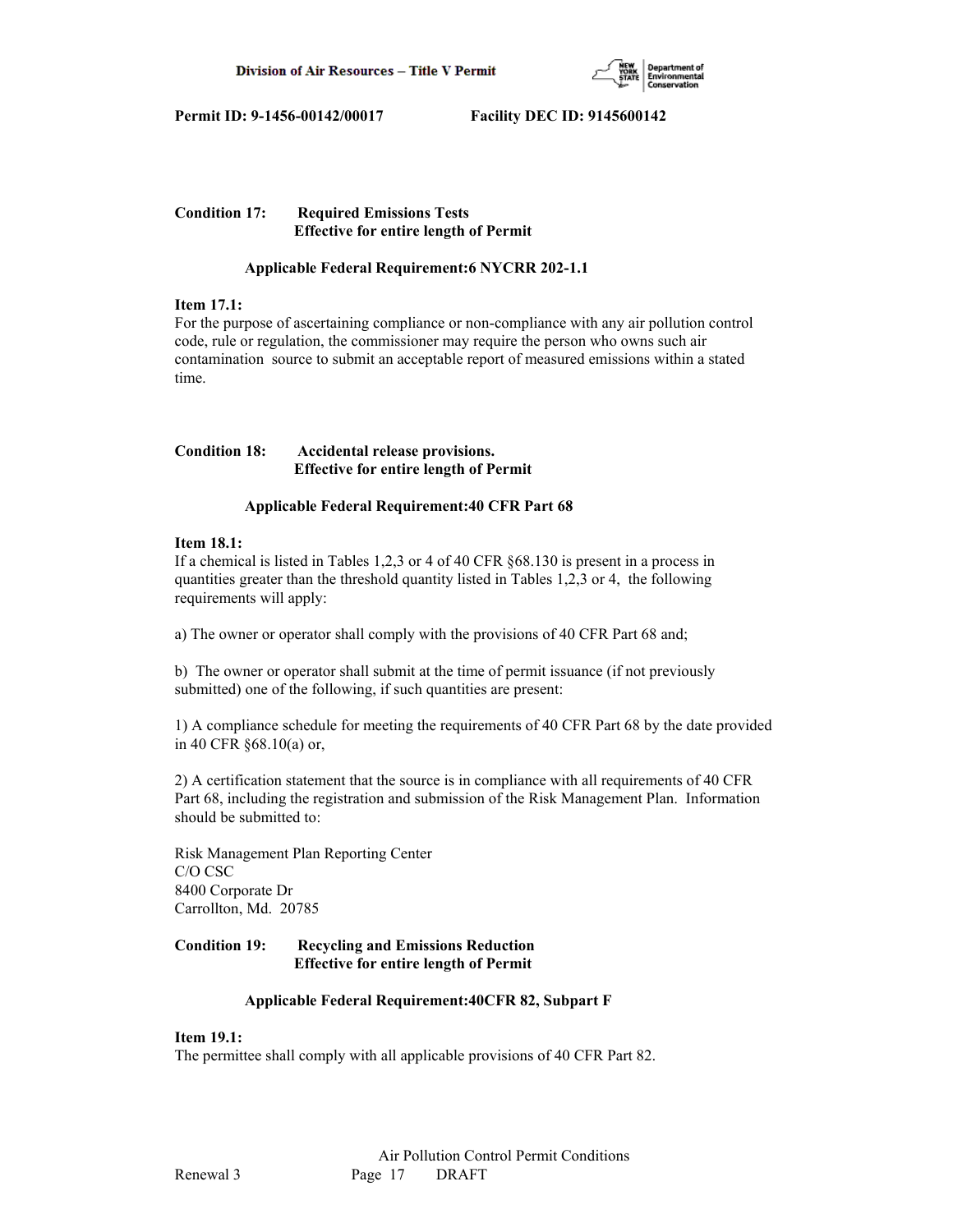**Condition 17: Required Emissions Tests**
**Effective for entire length of Permit**

**Applicable Federal Requirement:6 NYCRR 202-1.1**

**Item 17.1:**
For the purpose of ascertaining compliance or non-compliance with any air pollution control code, rule or regulation, the commissioner may require the person who owns such air contamination source to submit an acceptable report of measured emissions within a stated time.

**Condition 18: Accidental release provisions.**
**Effective for entire length of Permit**

**Applicable Federal Requirement:40 CFR Part 68**

**Item 18.1:**
If a chemical is listed in Tables 1,2,3 or 4 of 40 CFR §68.130 is present in a process in quantities greater than the threshold quantity listed in Tables 1,2,3 or 4, the following requirements will apply:

a) The owner or operator shall comply with the provisions of 40 CFR Part 68 and;

b) The owner or operator shall submit at the time of permit issuance (if not previously submitted) one of the following, if such quantities are present:

1) A compliance schedule for meeting the requirements of 40 CFR Part 68 by the date provided in 40 CFR §68.10(a) or,

2) A certification statement that the source is in compliance with all requirements of 40 CFR Part 68, including the registration and submission of the Risk Management Plan. Information should be submitted to:

Risk Management Plan Reporting Center
C/O CSC
8400 Corporate Dr
Carrollton, Md. 20785

**Condition 19: Recycling and Emissions Reduction**
**Effective for entire length of Permit**

**Applicable Federal Requirement:40CFR 82, Subpart F**

**Item 19.1:**
The permittee shall comply with all applicable provisions of 40 CFR Part 82.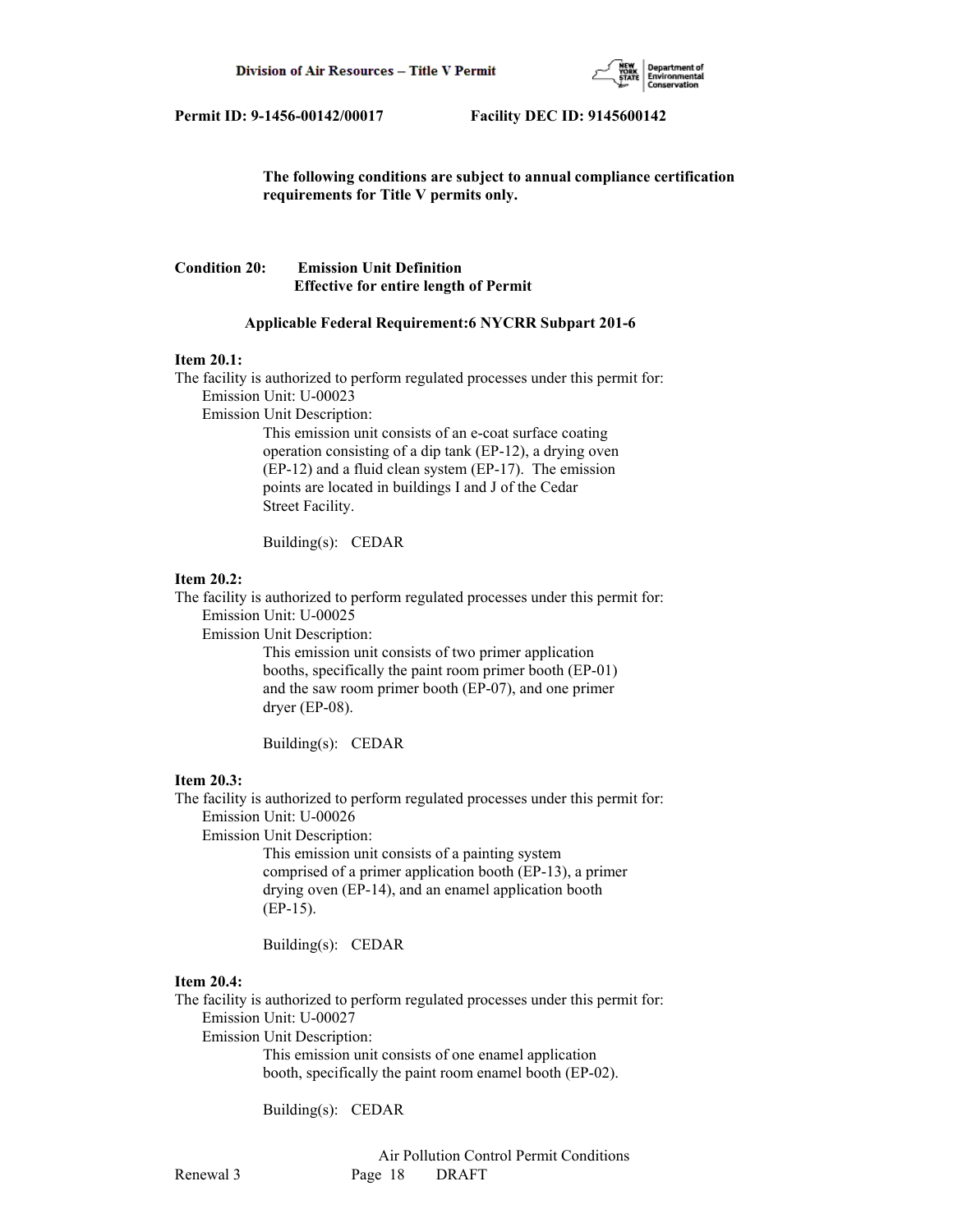**The following conditions are subject to annual compliance certification requirements for Title V permits only.**

**Condition 20: Emission Unit Definition**
**Effective for entire length of Permit**

**Applicable Federal Requirement:6 NYCRR Subpart 201-6**

**Item 20.1:**
The facility is authorized to perform regulated processes under this permit for:
Emission Unit: U-00023
Emission Unit Description:
This emission unit consists of an e-coat surface coating operation consisting of a dip tank (EP-12), a drying oven (EP-12) and a fluid clean system (EP-17). The emission points are located in buildings I and J of the Cedar Street Facility.

Building(s): CEDAR

**Item 20.2:**
The facility is authorized to perform regulated processes under this permit for:
Emission Unit: U-00025
Emission Unit Description:
This emission unit consists of two primer application booths, specifically the paint room primer booth (EP-01) and the saw room primer booth (EP-07), and one primer dryer (EP-08).

Building(s): CEDAR

**Item 20.3:**
The facility is authorized to perform regulated processes under this permit for:
Emission Unit: U-00026
Emission Unit Description:
This emission unit consists of a painting system comprised of a primer application booth (EP-13), a primer drying oven (EP-14), and an enamel application booth (EP-15).

Building(s): CEDAR

**Item 20.4:**
The facility is authorized to perform regulated processes under this permit for:
Emission Unit: U-00027
Emission Unit Description:
This emission unit consists of one enamel application booth, specifically the paint room enamel booth (EP-02).

Building(s): CEDAR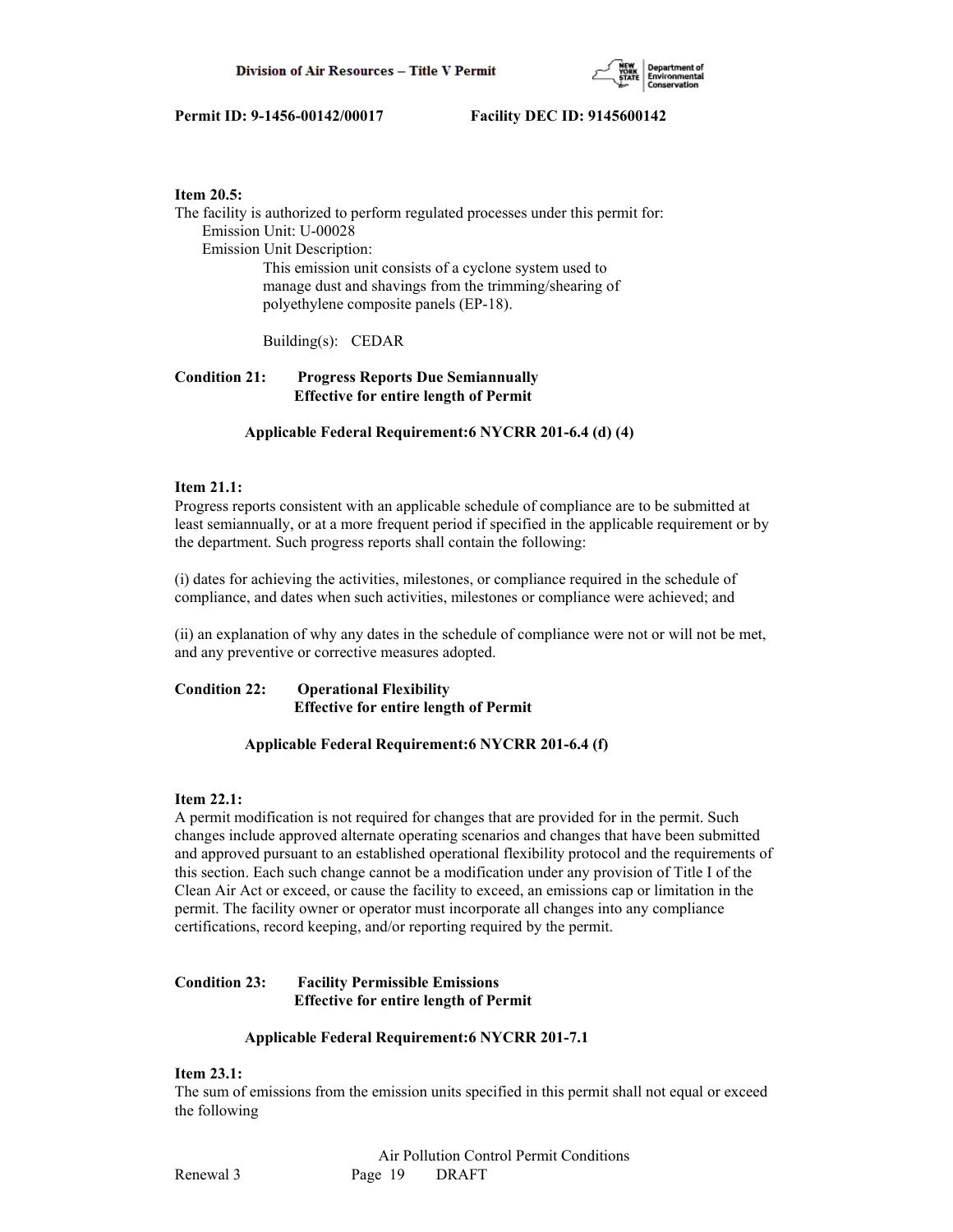**Item 20.5:**
The facility is authorized to perform regulated processes under this permit for:
Emission Unit: U-00028
Emission Unit Description:
This emission unit consists of a cyclone system used to manage dust and shavings from the trimming/shearing of polyethylene composite panels (EP-18).

Building(s): CEDAR

**Condition 21: Progress Reports Due Semiannually**
**Effective for entire length of Permit**

**Applicable Federal Requirement:6 NYCRR 201-6.4 (d) (4)**

**Item 21.1:**
Progress reports consistent with an applicable schedule of compliance are to be submitted at least semiannually, or at a more frequent period if specified in the applicable requirement or by the department. Such progress reports shall contain the following:

(i) dates for achieving the activities, milestones, or compliance required in the schedule of compliance, and dates when such activities, milestones or compliance were achieved; and

(ii) an explanation of why any dates in the schedule of compliance were not or will not be met, and any preventive or corrective measures adopted.

**Condition 22: Operational Flexibility**
**Effective for entire length of Permit**

**Applicable Federal Requirement:6 NYCRR 201-6.4 (f)**

**Item 22.1:**
A permit modification is not required for changes that are provided for in the permit. Such changes include approved alternate operating scenarios and changes that have been submitted and approved pursuant to an established operational flexibility protocol and the requirements of this section. Each such change cannot be a modification under any provision of Title I of the Clean Air Act or exceed, or cause the facility to exceed, an emissions cap or limitation in the permit. The facility owner or operator must incorporate all changes into any compliance certifications, record keeping, and/or reporting required by the permit.

**Condition 23: Facility Permissible Emissions**
**Effective for entire length of Permit**

**Applicable Federal Requirement:6 NYCRR 201-7.1**

**Item 23.1:**
The sum of emissions from the emission units specified in this permit shall not equal or exceed the following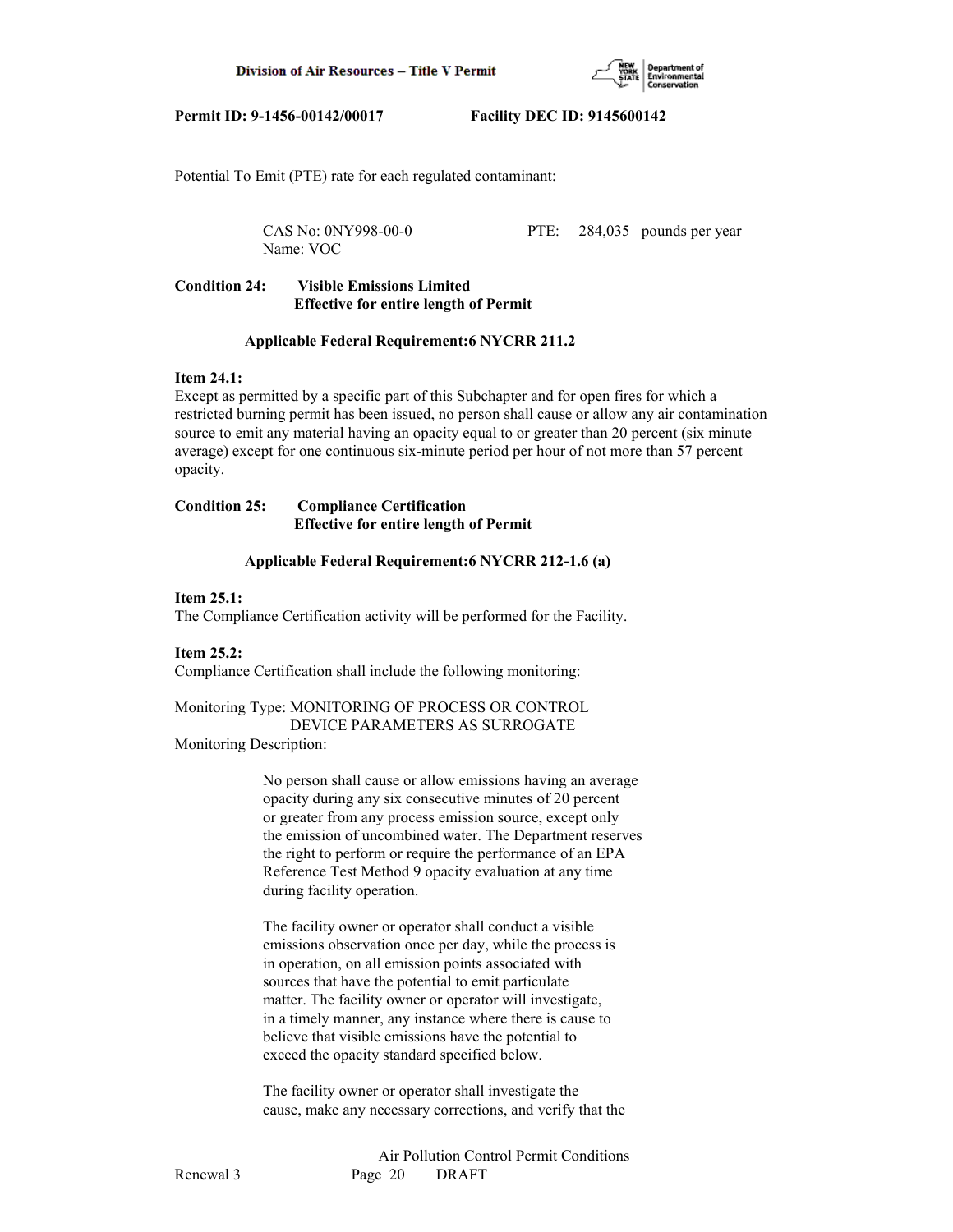Potential To Emit (PTE) rate for each regulated contaminant:

CAS No: 0NY998-00-0 PTE: 284,035 pounds per year
Name: VOC

**Condition 24: Visible Emissions Limited**
**Effective for entire length of Permit**

**Applicable Federal Requirement:6 NYCRR 211.2**

**Item 24.1:**
Except as permitted by a specific part of this Subchapter and for open fires for which a restricted burning permit has been issued, no person shall cause or allow any air contamination source to emit any material having an opacity equal to or greater than 20 percent (six minute average) except for one continuous six-minute period per hour of not more than 57 percent opacity.

**Condition 25: Compliance Certification**
**Effective for entire length of Permit**

**Applicable Federal Requirement:6 NYCRR 212-1.6 (a)**

**Item 25.1:**
The Compliance Certification activity will be performed for the Facility.

**Item 25.2:**
Compliance Certification shall include the following monitoring:

Monitoring Type: MONITORING OF PROCESS OR CONTROL DEVICE PARAMETERS AS SURROGATE
Monitoring Description:

No person shall cause or allow emissions having an average opacity during any six consecutive minutes of 20 percent or greater from any process emission source, except only the emission of uncombined water. The Department reserves the right to perform or require the performance of an EPA Reference Test Method 9 opacity evaluation at any time during facility operation.

The facility owner or operator shall conduct a visible emissions observation once per day, while the process is in operation, on all emission points associated with sources that have the potential to emit particulate matter. The facility owner or operator will investigate, in a timely manner, any instance where there is cause to believe that visible emissions have the potential to exceed the opacity standard specified below.

The facility owner or operator shall investigate the cause, make any necessary corrections, and verify that the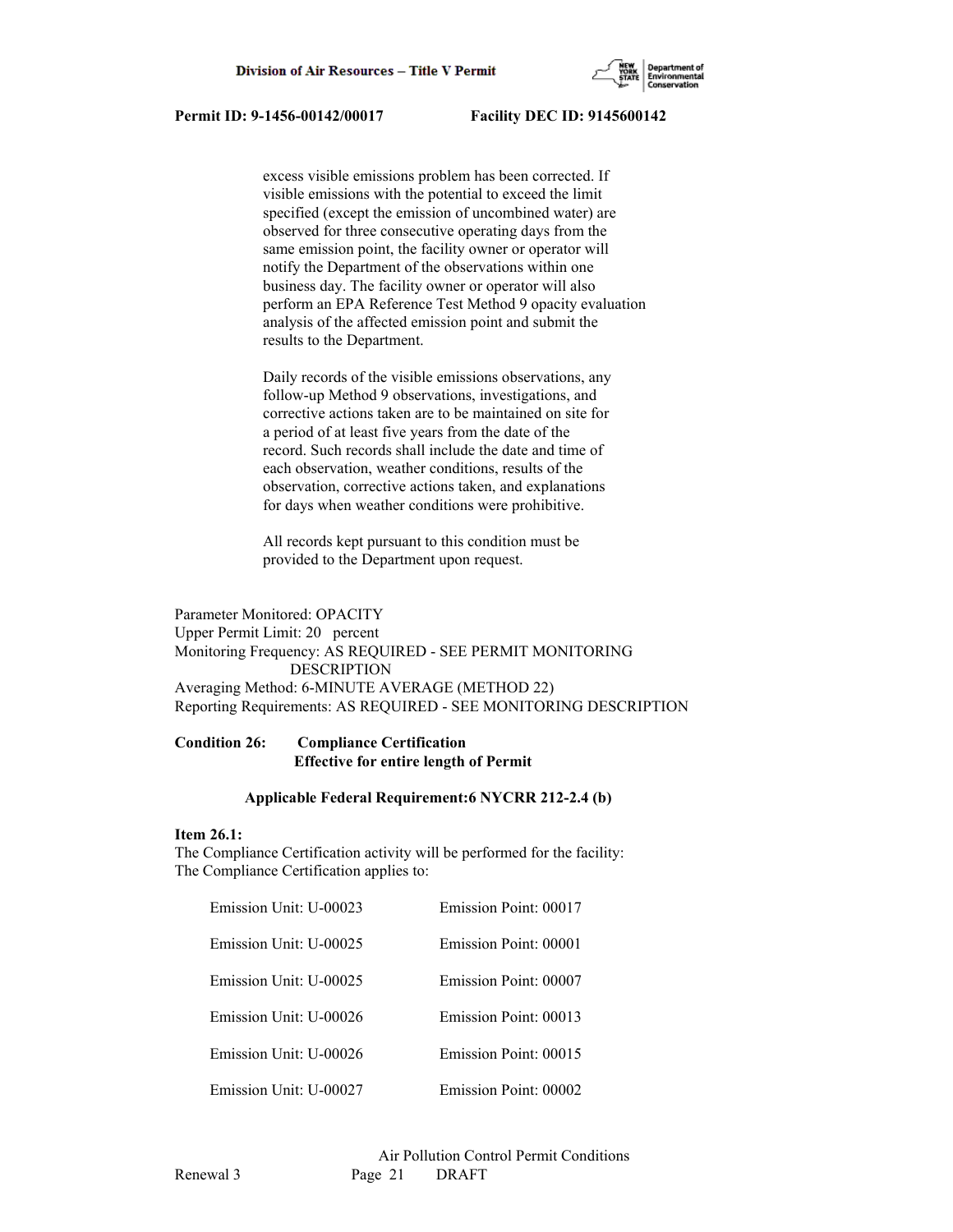excess visible emissions problem has been corrected. If visible emissions with the potential to exceed the limit specified (except the emission of uncombined water) are observed for three consecutive operating days from the same emission point, the facility owner or operator will notify the Department of the observations within one business day. The facility owner or operator will also perform an EPA Reference Test Method 9 opacity evaluation analysis of the affected emission point and submit the results to the Department.

Daily records of the visible emissions observations, any follow-up Method 9 observations, investigations, and corrective actions taken are to be maintained on site for a period of at least five years from the date of the record. Such records shall include the date and time of each observation, weather conditions, results of the observation, corrective actions taken, and explanations for days when weather conditions were prohibitive.

All records kept pursuant to this condition must be provided to the Department upon request.

Parameter Monitored: OPACITY
Upper Permit Limit: 20 percent
Monitoring Frequency: AS REQUIRED - SEE PERMIT MONITORING DESCRIPTION
Averaging Method: 6-MINUTE AVERAGE (METHOD 22)
Reporting Requirements: AS REQUIRED - SEE MONITORING DESCRIPTION

**Condition 26: Compliance Certification**
**Effective for entire length of Permit**

**Applicable Federal Requirement:6 NYCRR 212-2.4 (b)**

**Item 26.1:**
The Compliance Certification activity will be performed for the facility:
The Compliance Certification applies to:

| | |
|---|---|
| Emission Unit: U-00023 | Emission Point: 00017 |
| Emission Unit: U-00025 | Emission Point: 00001 |
| Emission Unit: U-00025 | Emission Point: 00007 |
| Emission Unit: U-00026 | Emission Point: 00013 |
| Emission Unit: U-00026 | Emission Point: 00015 |
| Emission Unit: U-00027 | Emission Point: 00002 |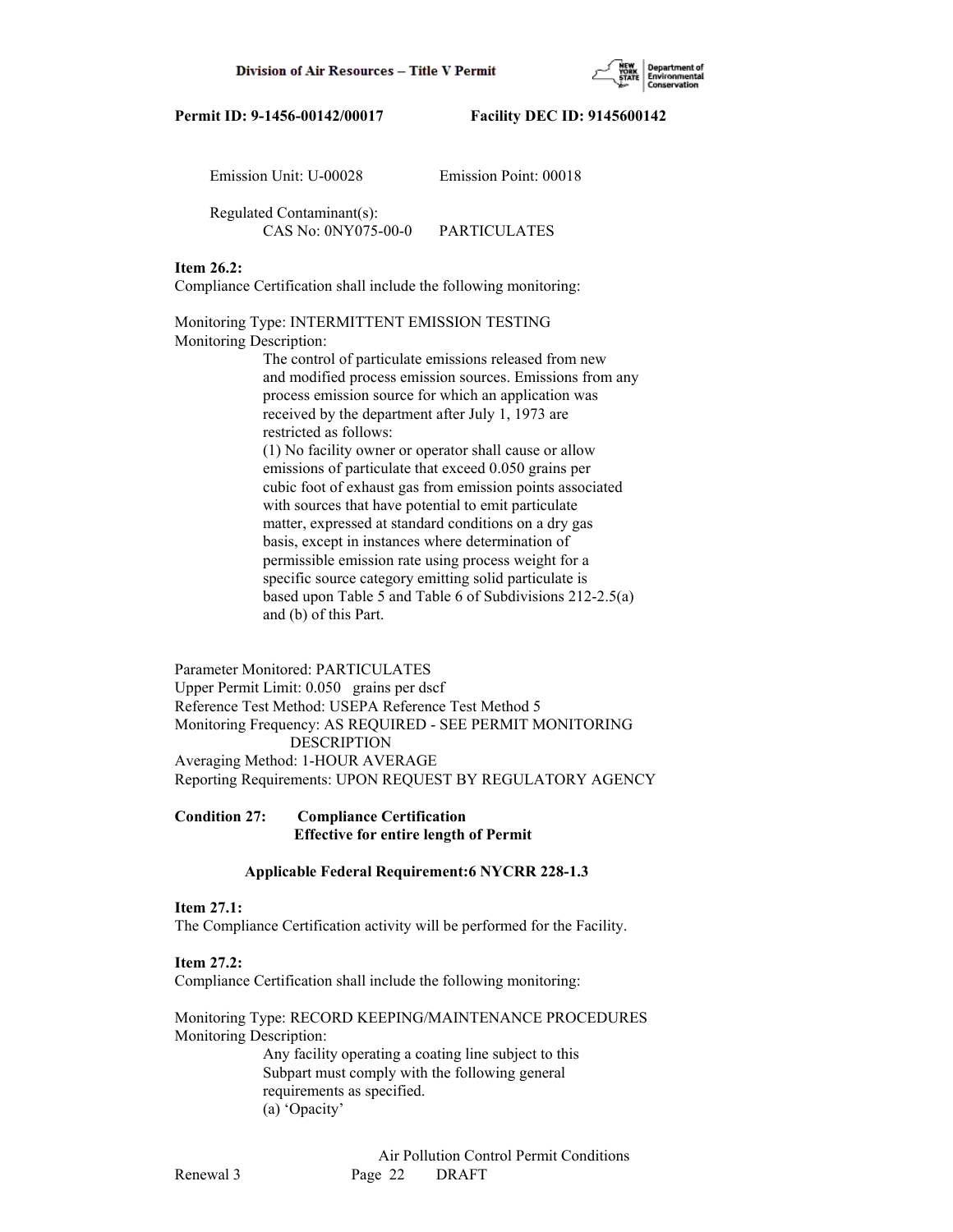Emission Unit: U-00028 Emission Point: 00018

Regulated Contaminant(s):
CAS No: 0NY075-00-0 PARTICULATES

**Item 26.2:**
Compliance Certification shall include the following monitoring:

Monitoring Type: INTERMITTENT EMISSION TESTING
Monitoring Description:

The control of particulate emissions released from new and modified process emission sources. Emissions from any process emission source for which an application was received by the department after July 1, 1973 are restricted as follows:
(1) No facility owner or operator shall cause or allow emissions of particulate that exceed 0.050 grains per cubic foot of exhaust gas from emission points associated with sources that have potential to emit particulate matter, expressed at standard conditions on a dry gas basis, except in instances where determination of permissible emission rate using process weight for a specific source category emitting solid particulate is based upon Table 5 and Table 6 of Subdivisions 212-2.5(a) and (b) of this Part.

Parameter Monitored: PARTICULATES
Upper Permit Limit: 0.050 grains per dscf
Reference Test Method: USEPA Reference Test Method 5
Monitoring Frequency: AS REQUIRED - SEE PERMIT MONITORING DESCRIPTION
Averaging Method: 1-HOUR AVERAGE
Reporting Requirements: UPON REQUEST BY REGULATORY AGENCY

**Condition 27: Compliance Certification**
**Effective for entire length of Permit**

**Applicable Federal Requirement:6 NYCRR 228-1.3**

**Item 27.1:**
The Compliance Certification activity will be performed for the Facility.

**Item 27.2:**
Compliance Certification shall include the following monitoring:

Monitoring Type: RECORD KEEPING/MAINTENANCE PROCEDURES
Monitoring Description:

Any facility operating a coating line subject to this Subpart must comply with the following general requirements as specified.
(a) 'Opacity'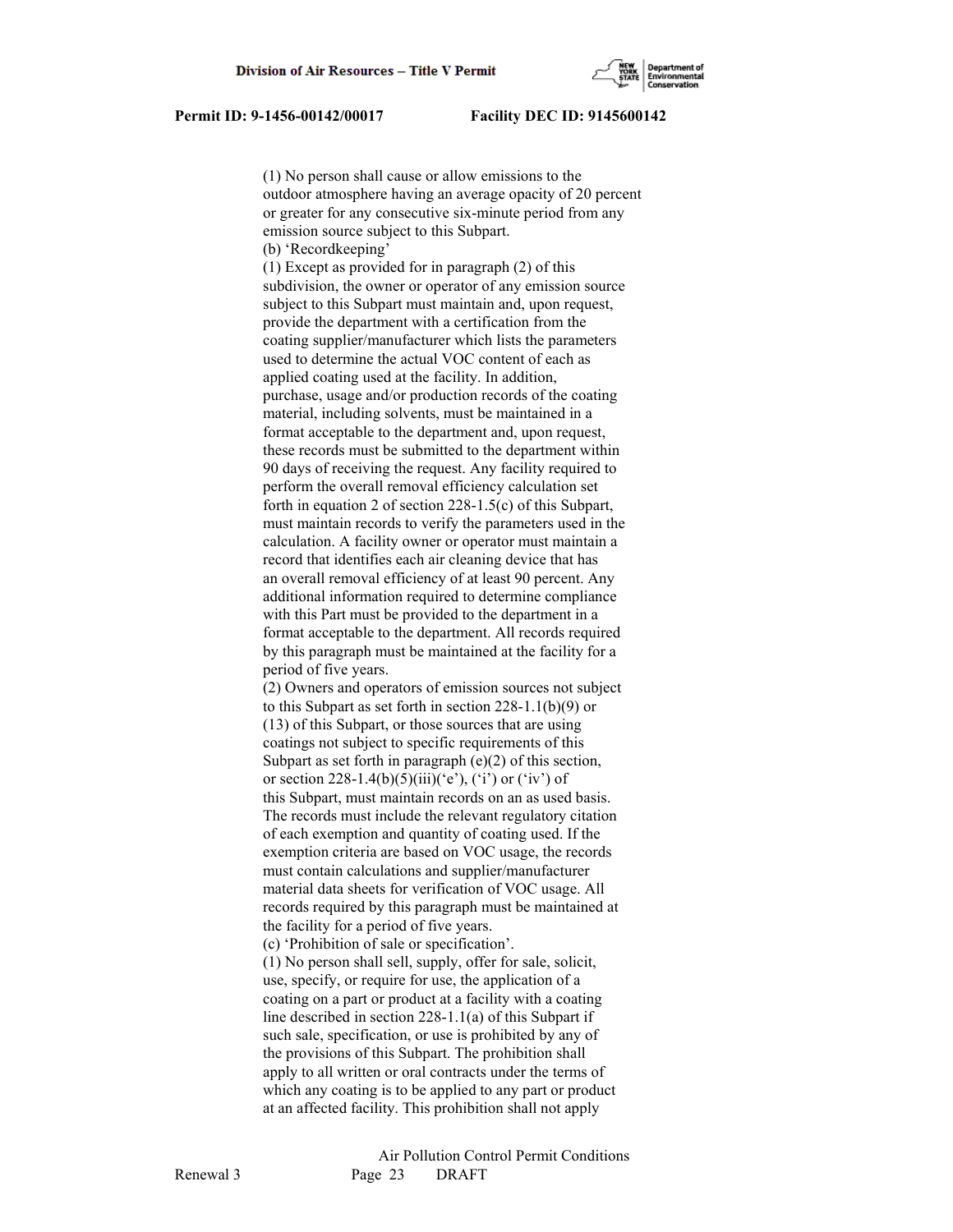(1) No person shall cause or allow emissions to the outdoor atmosphere having an average opacity of 20 percent or greater for any consecutive six-minute period from any emission source subject to this Subpart.

(b) 'Recordkeeping'

(1) Except as provided for in paragraph (2) of this subdivision, the owner or operator of any emission source subject to this Subpart must maintain and, upon request, provide the department with a certification from the coating supplier/manufacturer which lists the parameters used to determine the actual VOC content of each as applied coating used at the facility. In addition, purchase, usage and/or production records of the coating material, including solvents, must be maintained in a format acceptable to the department and, upon request, these records must be submitted to the department within 90 days of receiving the request. Any facility required to perform the overall removal efficiency calculation set forth in equation 2 of section 228-1.5(c) of this Subpart, must maintain records to verify the parameters used in the calculation. A facility owner or operator must maintain a record that identifies each air cleaning device that has an overall removal efficiency of at least 90 percent. Any additional information required to determine compliance with this Part must be provided to the department in a format acceptable to the department. All records required by this paragraph must be maintained at the facility for a period of five years.

(2) Owners and operators of emission sources not subject to this Subpart as set forth in section 228-1.1(b)(9) or (13) of this Subpart, or those sources that are using coatings not subject to specific requirements of this Subpart as set forth in paragraph (e)(2) of this section, or section 228-1.4(b)(5)(iii)('e'), ('i') or ('iv') of this Subpart, must maintain records on an as used basis. The records must include the relevant regulatory citation of each exemption and quantity of coating used. If the exemption criteria are based on VOC usage, the records must contain calculations and supplier/manufacturer material data sheets for verification of VOC usage. All records required by this paragraph must be maintained at the facility for a period of five years.

(c) 'Prohibition of sale or specification'.

(1) No person shall sell, supply, offer for sale, solicit, use, specify, or require for use, the application of a coating on a part or product at a facility with a coating line described in section 228-1.1(a) of this Subpart if such sale, specification, or use is prohibited by any of the provisions of this Subpart. The prohibition shall apply to all written or oral contracts under the terms of which any coating is to be applied to any part or product at an affected facility. This prohibition shall not apply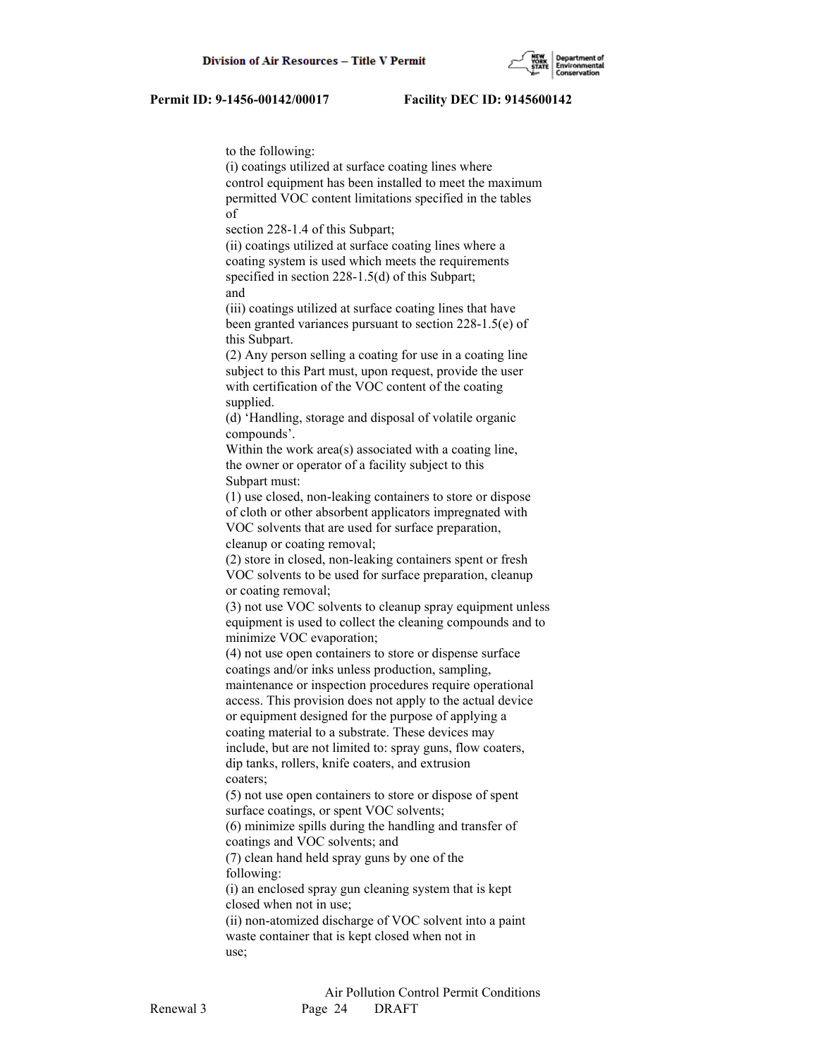to the following:
(i) coatings utilized at surface coating lines where control equipment has been installed to meet the maximum permitted VOC content limitations specified in the tables of
section 228-1.4 of this Subpart;
(ii) coatings utilized at surface coating lines where a coating system is used which meets the requirements specified in section 228-1.5(d) of this Subpart; and
(iii) coatings utilized at surface coating lines that have been granted variances pursuant to section 228-1.5(e) of this Subpart.
(2) Any person selling a coating for use in a coating line subject to this Part must, upon request, provide the user with certification of the VOC content of the coating supplied.
(d) 'Handling, storage and disposal of volatile organic compounds'.
Within the work area(s) associated with a coating line, the owner or operator of a facility subject to this Subpart must:
(1) use closed, non-leaking containers to store or dispose of cloth or other absorbent applicators impregnated with VOC solvents that are used for surface preparation, cleanup or coating removal;
(2) store in closed, non-leaking containers spent or fresh VOC solvents to be used for surface preparation, cleanup or coating removal;
(3) not use VOC solvents to cleanup spray equipment unless equipment is used to collect the cleaning compounds and to minimize VOC evaporation;
(4) not use open containers to store or dispense surface coatings and/or inks unless production, sampling, maintenance or inspection procedures require operational access. This provision does not apply to the actual device or equipment designed for the purpose of applying a coating material to a substrate. These devices may include, but are not limited to: spray guns, flow coaters, dip tanks, rollers, knife coaters, and extrusion coaters;
(5) not use open containers to store or dispose of spent surface coatings, or spent VOC solvents;
(6) minimize spills during the handling and transfer of coatings and VOC solvents; and
(7) clean hand held spray guns by one of the following:
(i) an enclosed spray gun cleaning system that is kept closed when not in use;
(ii) non-atomized discharge of VOC solvent into a paint waste container that is kept closed when not in use;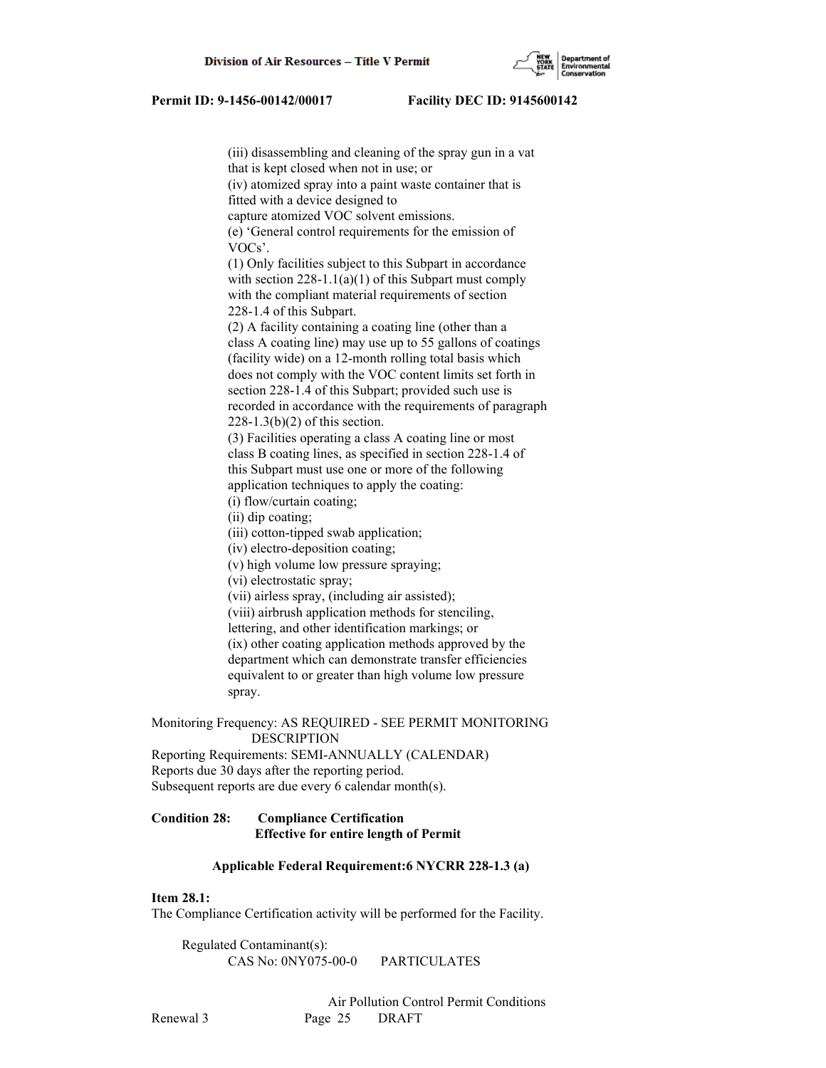(iii) disassembling and cleaning of the spray gun in a vat that is kept closed when not in use; or

(iv) atomized spray into a paint waste container that is fitted with a device designed to capture atomized VOC solvent emissions.

(e) 'General control requirements for the emission of VOCs'.

(1) Only facilities subject to this Subpart in accordance with section 228-1.1(a)(1) of this Subpart must comply with the compliant material requirements of section 228-1.4 of this Subpart.

(2) A facility containing a coating line (other than a class A coating line) may use up to 55 gallons of coatings (facility wide) on a 12-month rolling total basis which does not comply with the VOC content limits set forth in section 228-1.4 of this Subpart; provided such use is recorded in accordance with the requirements of paragraph 228-1.3(b)(2) of this section.

(3) Facilities operating a class A coating line or most class B coating lines, as specified in section 228-1.4 of this Subpart must use one or more of the following application techniques to apply the coating:

(i) flow/curtain coating;
(ii) dip coating;
(iii) cotton-tipped swab application;
(iv) electro-deposition coating;
(v) high volume low pressure spraying;
(vi) electrostatic spray;
(vii) airless spray, (including air assisted);
(viii) airbrush application methods for stenciling, lettering, and other identification markings; or
(ix) other coating application methods approved by the department which can demonstrate transfer efficiencies equivalent to or greater than high volume low pressure spray.

Monitoring Frequency: AS REQUIRED - SEE PERMIT MONITORING DESCRIPTION
Reporting Requirements: SEMI-ANNUALLY (CALENDAR)
Reports due 30 days after the reporting period.
Subsequent reports are due every 6 calendar month(s).

**Condition 28: Compliance Certification**
**Effective for entire length of Permit**

**Applicable Federal Requirement:6 NYCRR 228-1.3 (a)**

**Item 28.1:**
The Compliance Certification activity will be performed for the Facility.

Regulated Contaminant(s):
CAS No: 0NY075-00-0 PARTICULATES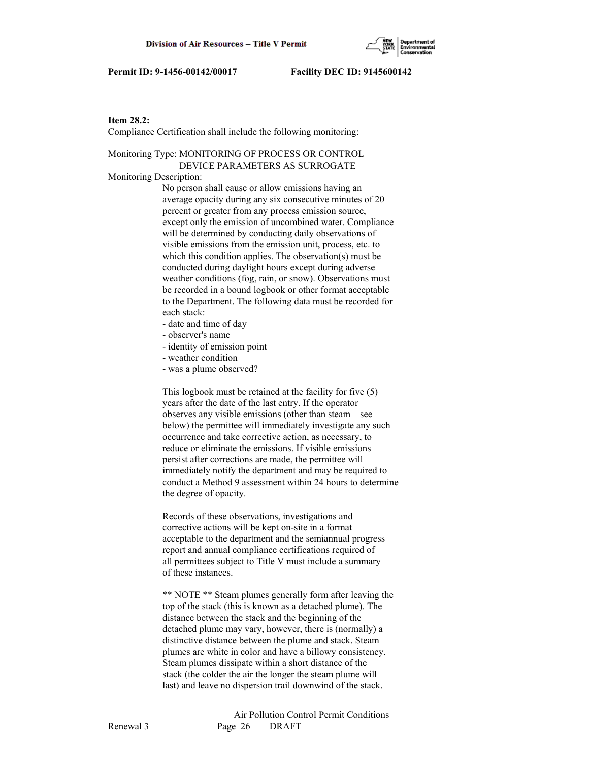**Item 28.2:**
Compliance Certification shall include the following monitoring:

Monitoring Type: MONITORING OF PROCESS OR CONTROL DEVICE PARAMETERS AS SURROGATE

Monitoring Description:

No person shall cause or allow emissions having an average opacity during any six consecutive minutes of 20 percent or greater from any process emission source, except only the emission of uncombined water. Compliance will be determined by conducting daily observations of visible emissions from the emission unit, process, etc. to which this condition applies. The observation(s) must be conducted during daylight hours except during adverse weather conditions (fog, rain, or snow). Observations must be recorded in a bound logbook or other format acceptable to the Department. The following data must be recorded for each stack:

- date and time of day
- observer's name
- identity of emission point
- weather condition
- was a plume observed?

This logbook must be retained at the facility for five (5) years after the date of the last entry. If the operator observes any visible emissions (other than steam – see below) the permittee will immediately investigate any such occurrence and take corrective action, as necessary, to reduce or eliminate the emissions. If visible emissions persist after corrections are made, the permittee will immediately notify the department and may be required to conduct a Method 9 assessment within 24 hours to determine the degree of opacity.

Records of these observations, investigations and corrective actions will be kept on-site in a format acceptable to the department and the semiannual progress report and annual compliance certifications required of all permittees subject to Title V must include a summary of these instances.

** NOTE ** Steam plumes generally form after leaving the top of the stack (this is known as a detached plume). The distance between the stack and the beginning of the detached plume may vary, however, there is (normally) a distinctive distance between the plume and stack. Steam plumes are white in color and have a billowy consistency. Steam plumes dissipate within a short distance of the stack (the colder the air the longer the steam plume will last) and leave no dispersion trail downwind of the stack.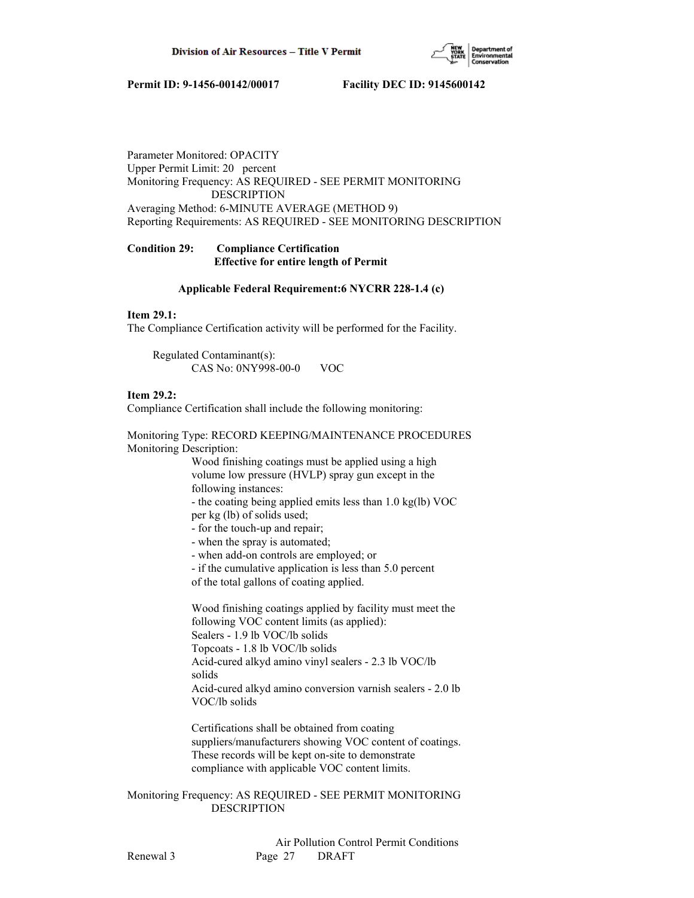Parameter Monitored: OPACITY
Upper Permit Limit: 20 percent
Monitoring Frequency: AS REQUIRED - SEE PERMIT MONITORING DESCRIPTION
Averaging Method: 6-MINUTE AVERAGE (METHOD 9)
Reporting Requirements: AS REQUIRED - SEE MONITORING DESCRIPTION

**Condition 29: Compliance Certification**
**Effective for entire length of Permit**

**Applicable Federal Requirement:6 NYCRR 228-1.4 (c)**

**Item 29.1:**
The Compliance Certification activity will be performed for the Facility.

Regulated Contaminant(s):
CAS No: 0NY998-00-0 VOC

**Item 29.2:**
Compliance Certification shall include the following monitoring:

Monitoring Type: RECORD KEEPING/MAINTENANCE PROCEDURES
Monitoring Description:

Wood finishing coatings must be applied using a high volume low pressure (HVLP) spray gun except in the following instances:
- the coating being applied emits less than 1.0 kg(lb) VOC per kg (lb) of solids used;
- for the touch-up and repair;
- when the spray is automated;
- when add-on controls are employed; or
- if the cumulative application is less than 5.0 percent of the total gallons of coating applied.

Wood finishing coatings applied by facility must meet the following VOC content limits (as applied):
Sealers - 1.9 lb VOC/lb solids
Topcoats - 1.8 lb VOC/lb solids
Acid-cured alkyd amino vinyl sealers - 2.3 lb VOC/lb solids
Acid-cured alkyd amino conversion varnish sealers - 2.0 lb VOC/lb solids

Certifications shall be obtained from coating suppliers/manufacturers showing VOC content of coatings. These records will be kept on-site to demonstrate compliance with applicable VOC content limits.

Monitoring Frequency: AS REQUIRED - SEE PERMIT MONITORING DESCRIPTION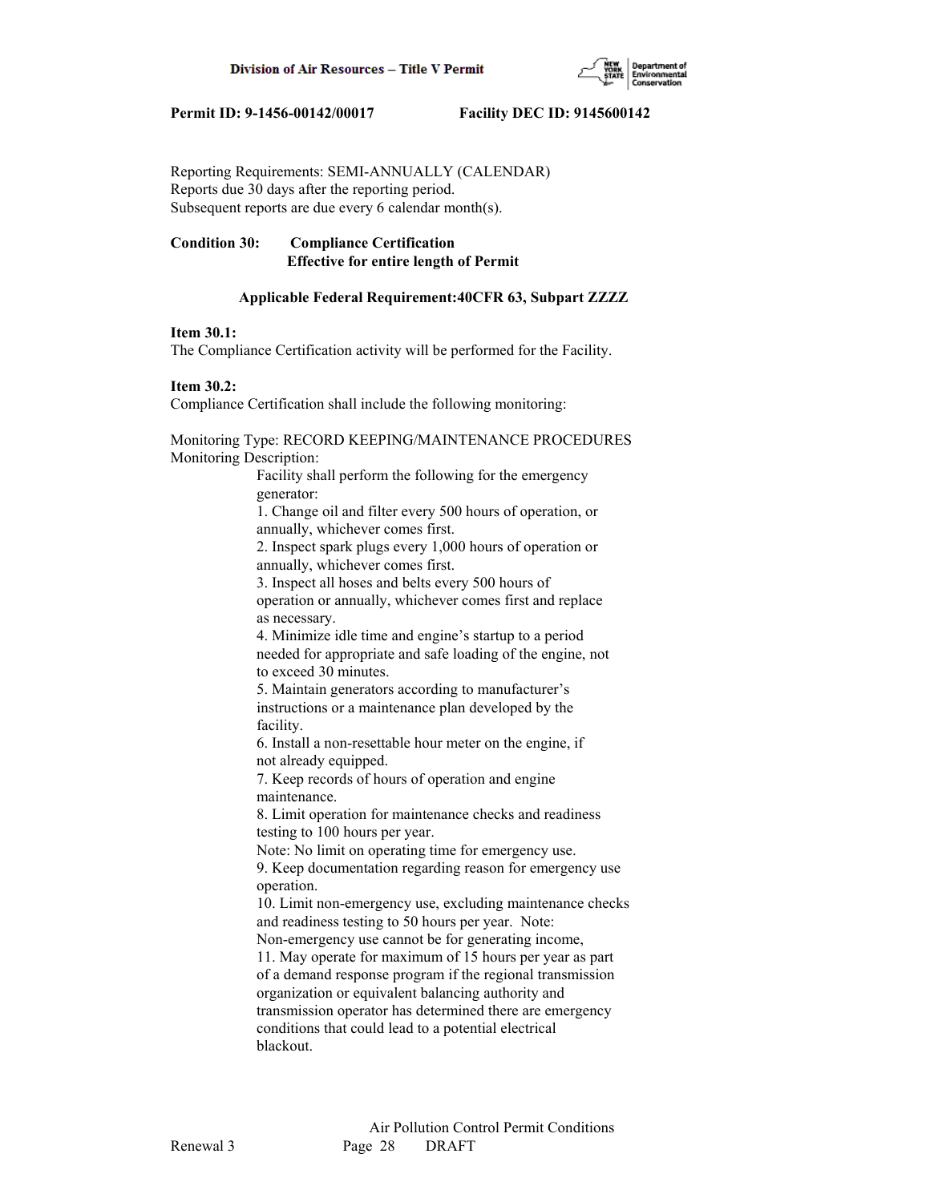Reporting Requirements: SEMI-ANNUALLY (CALENDAR)
Reports due 30 days after the reporting period.
Subsequent reports are due every 6 calendar month(s).

**Condition 30: Compliance Certification**
**Effective for entire length of Permit**

**Applicable Federal Requirement:40CFR 63, Subpart ZZZZ**

**Item 30.1:**
The Compliance Certification activity will be performed for the Facility.

**Item 30.2:**
Compliance Certification shall include the following monitoring:

Monitoring Type: RECORD KEEPING/MAINTENANCE PROCEDURES
Monitoring Description:

Facility shall perform the following for the emergency generator:
1. Change oil and filter every 500 hours of operation, or annually, whichever comes first.
2. Inspect spark plugs every 1,000 hours of operation or annually, whichever comes first.
3. Inspect all hoses and belts every 500 hours of operation or annually, whichever comes first and replace as necessary.
4. Minimize idle time and engine's startup to a period needed for appropriate and safe loading of the engine, not to exceed 30 minutes.
5. Maintain generators according to manufacturer's instructions or a maintenance plan developed by the facility.
6. Install a non-resettable hour meter on the engine, if not already equipped.
7. Keep records of hours of operation and engine maintenance.
8. Limit operation for maintenance checks and readiness testing to 100 hours per year.
Note: No limit on operating time for emergency use.
9. Keep documentation regarding reason for emergency use operation.
10. Limit non-emergency use, excluding maintenance checks and readiness testing to 50 hours per year. Note: Non-emergency use cannot be for generating income,
11. May operate for maximum of 15 hours per year as part of a demand response program if the regional transmission organization or equivalent balancing authority and transmission operator has determined there are emergency conditions that could lead to a potential electrical blackout.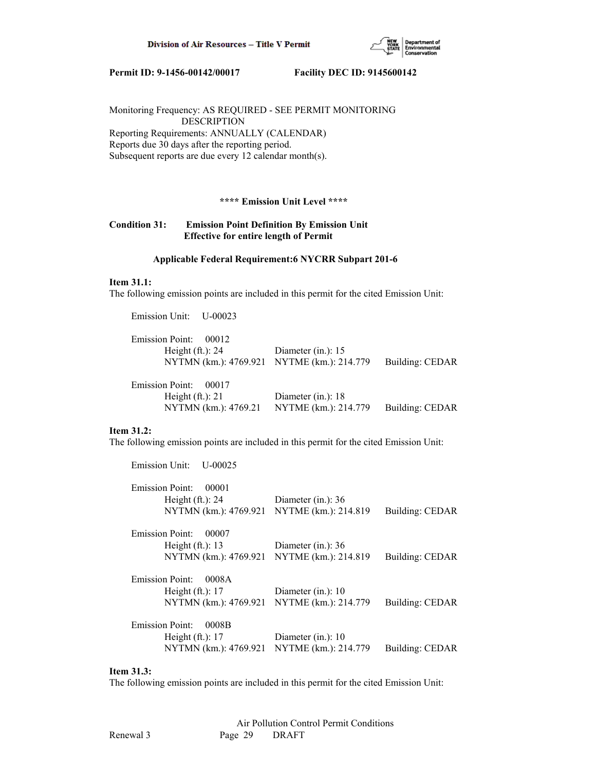Monitoring Frequency: AS REQUIRED - SEE PERMIT MONITORING DESCRIPTION
Reporting Requirements: ANNUALLY (CALENDAR)
Reports due 30 days after the reporting period.
Subsequent reports are due every 12 calendar month(s).

**\*\*\*\* Emission Unit Level \*\*\*\***

**Condition 31: Emission Point Definition By Emission Unit**
**Effective for entire length of Permit**

**Applicable Federal Requirement:6 NYCRR Subpart 201-6**

**Item 31.1:**
The following emission points are included in this permit for the cited Emission Unit:

Emission Unit: U-00023

Emission Point: 00012
Height (ft.): 24 Diameter (in.): 15
NYTMN (km.): 4769.921 NYTME (km.): 214.779 Building: CEDAR

Emission Point: 00017
Height (ft.): 21 Diameter (in.): 18
NYTMN (km.): 4769.21 NYTME (km.): 214.779 Building: CEDAR

**Item 31.2:**
The following emission points are included in this permit for the cited Emission Unit:

Emission Unit: U-00025

Emission Point: 00001
Height (ft.): 24 Diameter (in.): 36
NYTMN (km.): 4769.921 NYTME (km.): 214.819 Building: CEDAR

Emission Point: 00007
Height (ft.): 13 Diameter (in.): 36
NYTMN (km.): 4769.921 NYTME (km.): 214.819 Building: CEDAR

Emission Point: 0008A
Height (ft.): 17 Diameter (in.): 10
NYTMN (km.): 4769.921 NYTME (km.): 214.779 Building: CEDAR

Emission Point: 0008B
Height (ft.): 17 Diameter (in.): 10
NYTMN (km.): 4769.921 NYTME (km.): 214.779 Building: CEDAR

**Item 31.3:**
The following emission points are included in this permit for the cited Emission Unit: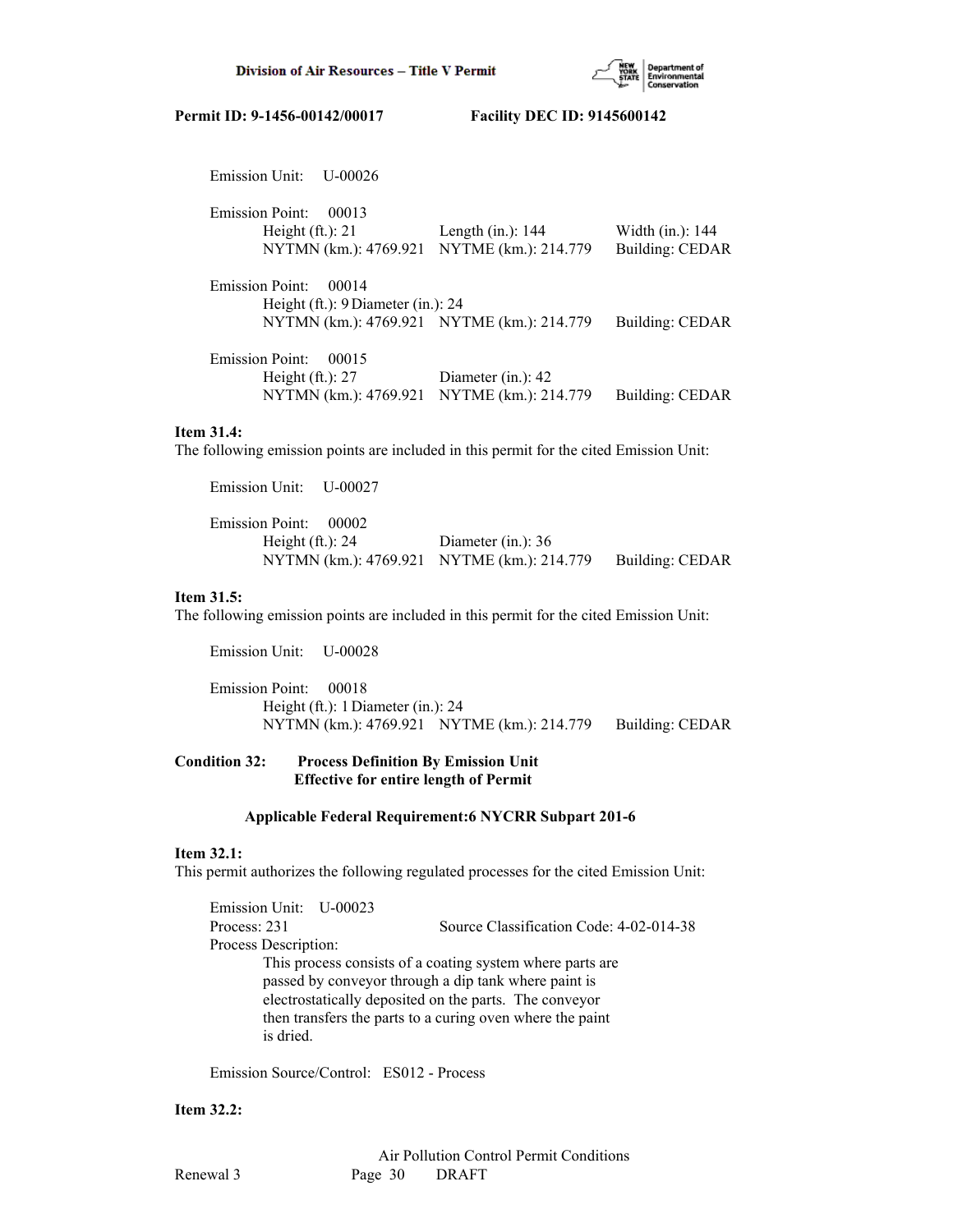Emission Unit: U-00026

Emission Point: 00013
Height (ft.): 21 Length (in.): 144 Width (in.): 144
NYTMN (km.): 4769.921 NYTME (km.): 214.779 Building: CEDAR

Emission Point: 00014
Height (ft.): 9 Diameter (in.): 24
NYTMN (km.): 4769.921 NYTME (km.): 214.779 Building: CEDAR

Emission Point: 00015
Height (ft.): 27 Diameter (in.): 42
NYTMN (km.): 4769.921 NYTME (km.): 214.779 Building: CEDAR

**Item 31.4:**
The following emission points are included in this permit for the cited Emission Unit:

Emission Unit: U-00027

Emission Point: 00002
Height (ft.): 24 Diameter (in.): 36
NYTMN (km.): 4769.921 NYTME (km.): 214.779 Building: CEDAR

**Item 31.5:**
The following emission points are included in this permit for the cited Emission Unit:

Emission Unit: U-00028

Emission Point: 00018
Height (ft.): 1 Diameter (in.): 24
NYTMN (km.): 4769.921 NYTME (km.): 214.779 Building: CEDAR

**Condition 32: Process Definition By Emission Unit**
**Effective for entire length of Permit**

**Applicable Federal Requirement:6 NYCRR Subpart 201-6**

**Item 32.1:**
This permit authorizes the following regulated processes for the cited Emission Unit:

Emission Unit: U-00023
Process: 231 Source Classification Code: 4-02-014-38
Process Description:
This process consists of a coating system where parts are passed by conveyor through a dip tank where paint is electrostatically deposited on the parts. The conveyor then transfers the parts to a curing oven where the paint is dried.

Emission Source/Control: ES012 - Process

**Item 32.2:**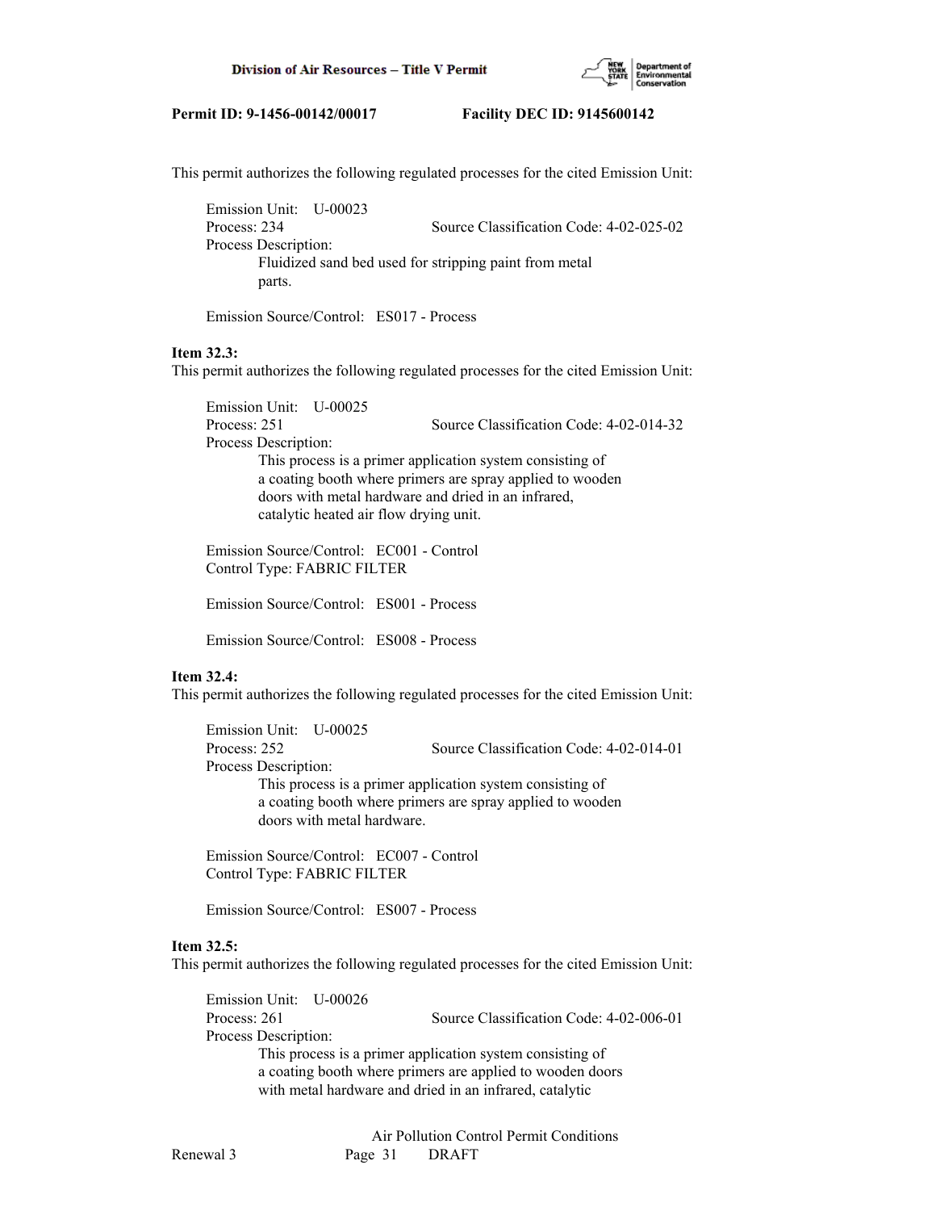This permit authorizes the following regulated processes for the cited Emission Unit:

Emission Unit: U-00023
Process: 234 Source Classification Code: 4-02-025-02
Process Description:
Fluidized sand bed used for stripping paint from metal parts.

Emission Source/Control: ES017 - Process

**Item 32.3:**
This permit authorizes the following regulated processes for the cited Emission Unit:

Emission Unit: U-00025
Process: 251 Source Classification Code: 4-02-014-32
Process Description:
This process is a primer application system consisting of a coating booth where primers are spray applied to wooden doors with metal hardware and dried in an infrared, catalytic heated air flow drying unit.

Emission Source/Control: EC001 - Control
Control Type: FABRIC FILTER

Emission Source/Control: ES001 - Process

Emission Source/Control: ES008 - Process

**Item 32.4:**
This permit authorizes the following regulated processes for the cited Emission Unit:

Emission Unit: U-00025
Process: 252 Source Classification Code: 4-02-014-01
Process Description:
This process is a primer application system consisting of a coating booth where primers are spray applied to wooden doors with metal hardware.

Emission Source/Control: EC007 - Control
Control Type: FABRIC FILTER

Emission Source/Control: ES007 - Process

**Item 32.5:**
This permit authorizes the following regulated processes for the cited Emission Unit:

Emission Unit: U-00026
Process: 261 Source Classification Code: 4-02-006-01
Process Description:
This process is a primer application system consisting of a coating booth where primers are applied to wooden doors with metal hardware and dried in an infrared, catalytic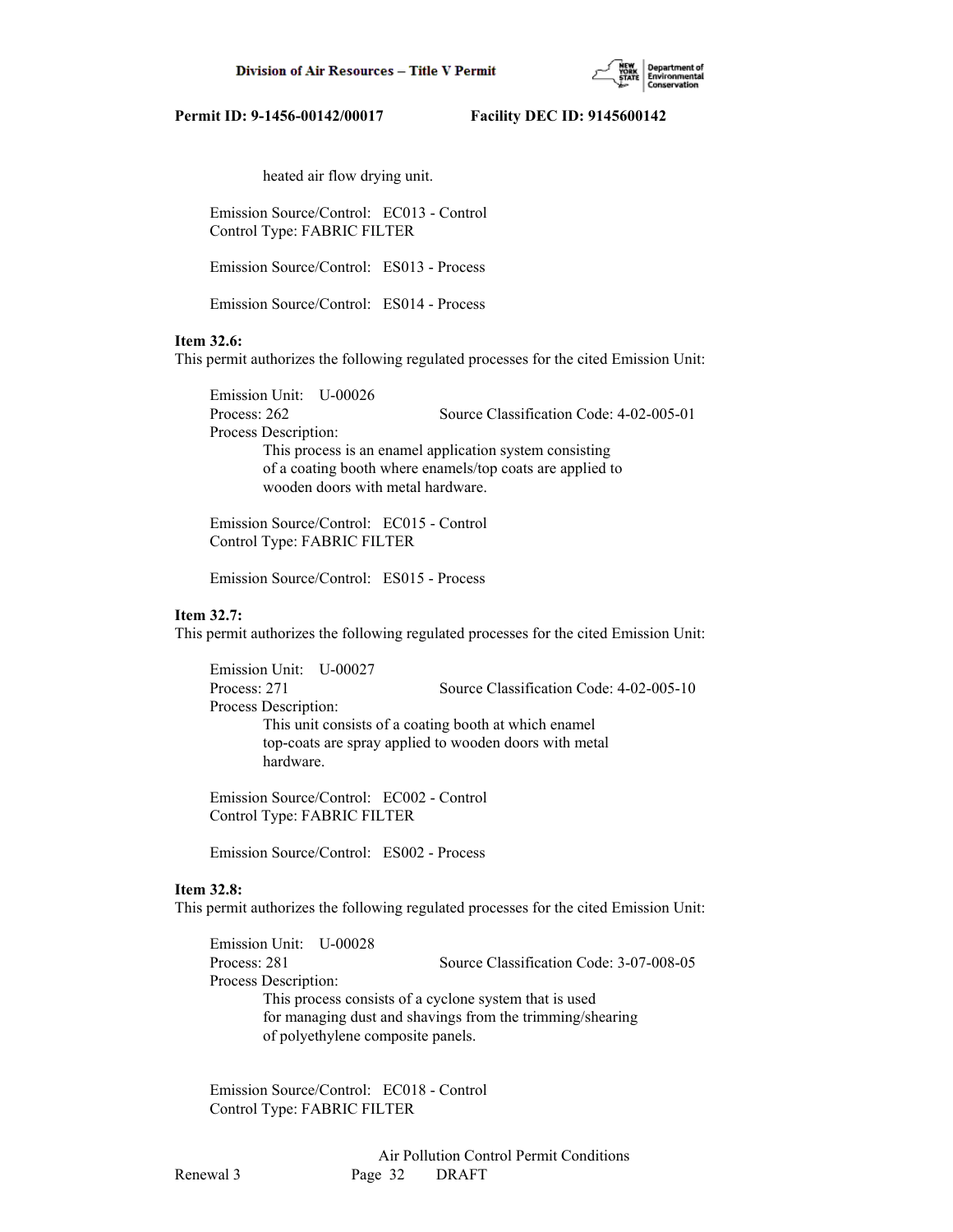heated air flow drying unit.

Emission Source/Control: EC013 - Control
Control Type: FABRIC FILTER

Emission Source/Control: ES013 - Process

Emission Source/Control: ES014 - Process

**Item 32.6:**
This permit authorizes the following regulated processes for the cited Emission Unit:

Emission Unit: U-00026
Process: 262 Source Classification Code: 4-02-005-01
Process Description:
This process is an enamel application system consisting of a coating booth where enamels/top coats are applied to wooden doors with metal hardware.

Emission Source/Control: EC015 - Control
Control Type: FABRIC FILTER

Emission Source/Control: ES015 - Process

**Item 32.7:**
This permit authorizes the following regulated processes for the cited Emission Unit:

Emission Unit: U-00027
Process: 271 Source Classification Code: 4-02-005-10
Process Description:
This unit consists of a coating booth at which enamel top-coats are spray applied to wooden doors with metal hardware.

Emission Source/Control: EC002 - Control
Control Type: FABRIC FILTER

Emission Source/Control: ES002 - Process

**Item 32.8:**
This permit authorizes the following regulated processes for the cited Emission Unit:

Emission Unit: U-00028
Process: 281 Source Classification Code: 3-07-008-05
Process Description:
This process consists of a cyclone system that is used for managing dust and shavings from the trimming/shearing of polyethylene composite panels.

Emission Source/Control: EC018 - Control
Control Type: FABRIC FILTER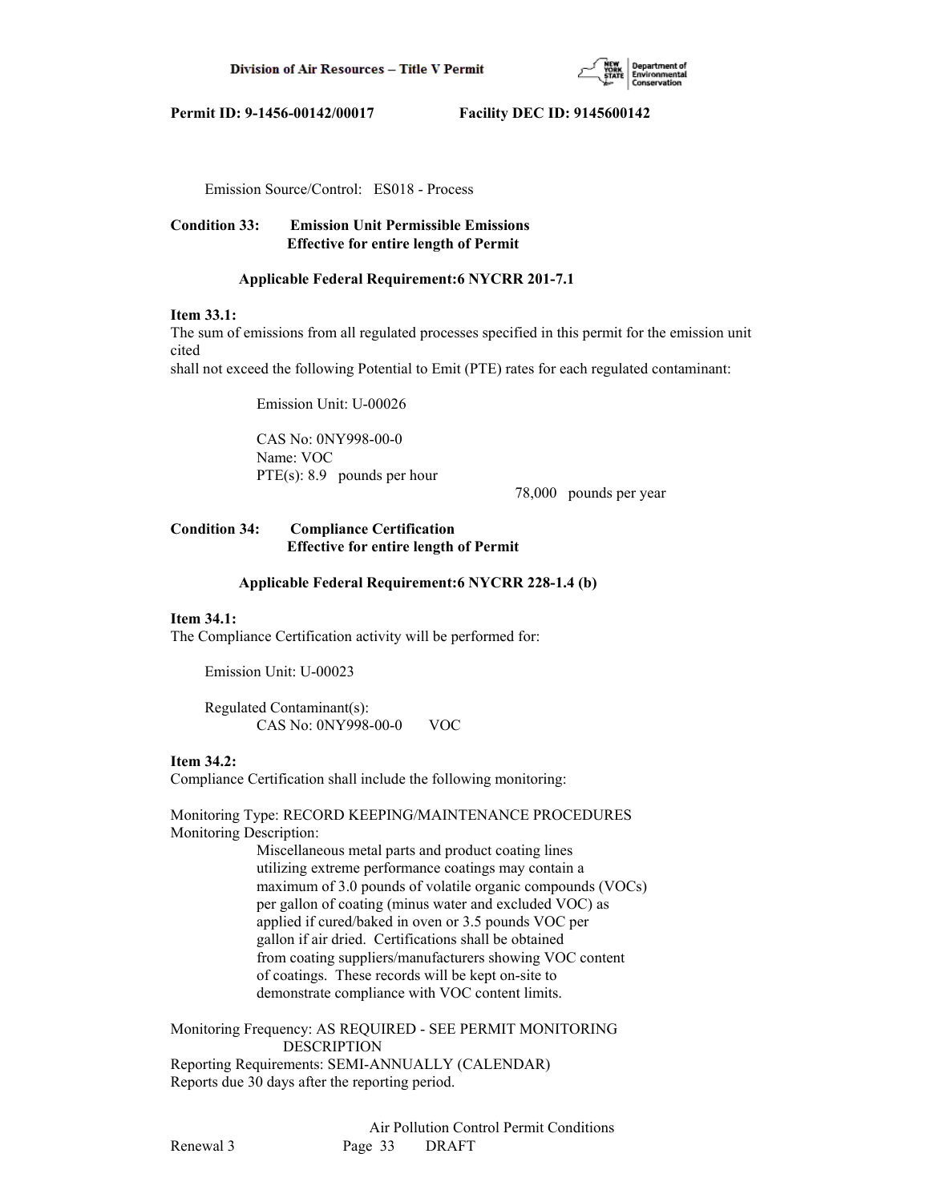Emission Source/Control: ES018 - Process

**Condition 33: Emission Unit Permissible Emissions**
**Effective for entire length of Permit**

**Applicable Federal Requirement:6 NYCRR 201-7.1**

**Item 33.1:**
The sum of emissions from all regulated processes specified in this permit for the emission unit cited
shall not exceed the following Potential to Emit (PTE) rates for each regulated contaminant:

Emission Unit: U-00026

CAS No: 0NY998-00-0
Name: VOC
PTE(s): 8.9 pounds per hour
78,000 pounds per year

**Condition 34: Compliance Certification**
**Effective for entire length of Permit**

**Applicable Federal Requirement:6 NYCRR 228-1.4 (b)**

**Item 34.1:**
The Compliance Certification activity will be performed for:

Emission Unit: U-00023

Regulated Contaminant(s):
CAS No: 0NY998-00-0 VOC

**Item 34.2:**
Compliance Certification shall include the following monitoring:

Monitoring Type: RECORD KEEPING/MAINTENANCE PROCEDURES
Monitoring Description:
Miscellaneous metal parts and product coating lines utilizing extreme performance coatings may contain a maximum of 3.0 pounds of volatile organic compounds (VOCs) per gallon of coating (minus water and excluded VOC) as applied if cured/baked in oven or 3.5 pounds VOC per gallon if air dried. Certifications shall be obtained from coating suppliers/manufacturers showing VOC content of coatings. These records will be kept on-site to demonstrate compliance with VOC content limits.

Monitoring Frequency: AS REQUIRED - SEE PERMIT MONITORING DESCRIPTION
Reporting Requirements: SEMI-ANNUALLY (CALENDAR)
Reports due 30 days after the reporting period.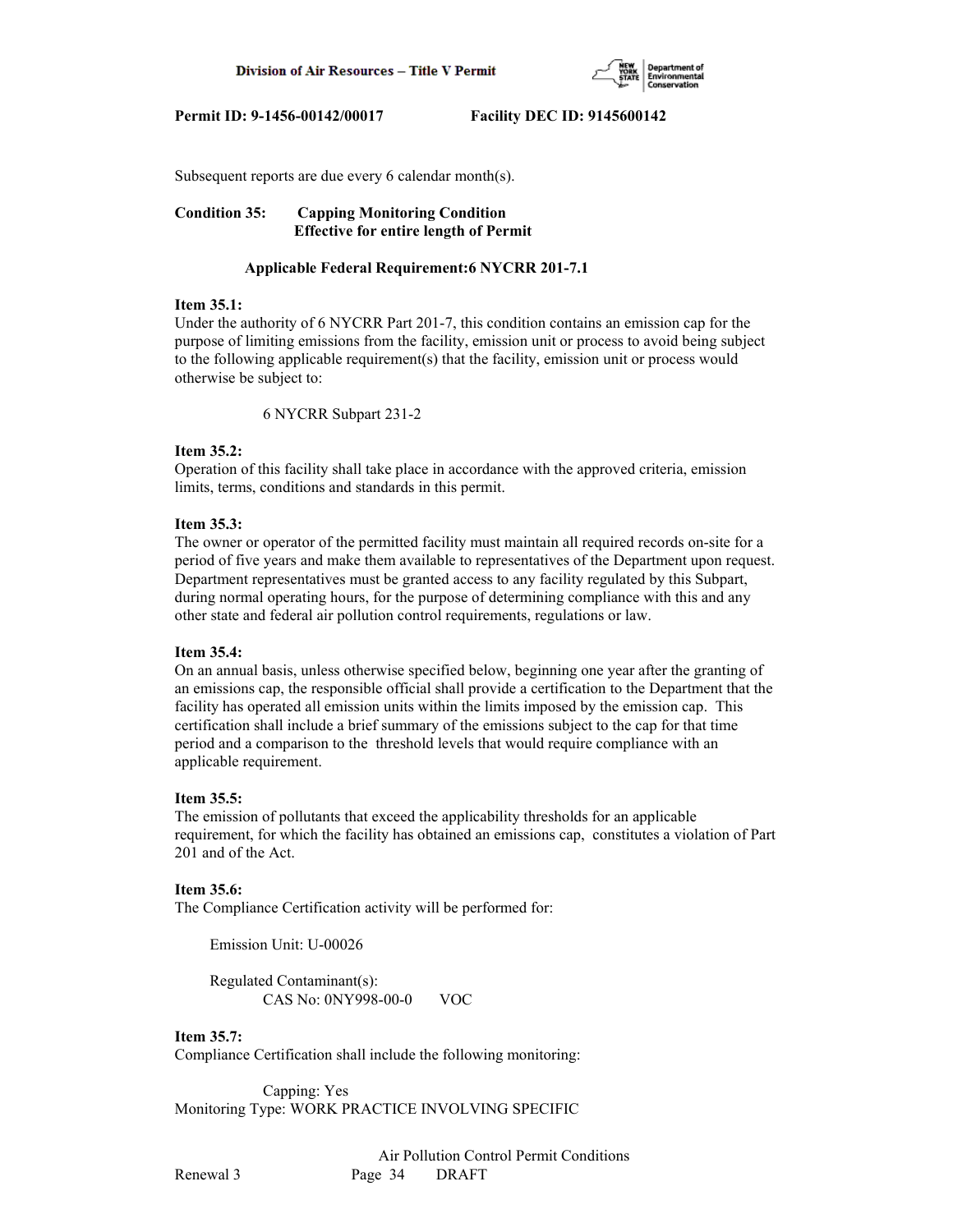Subsequent reports are due every 6 calendar month(s).

**Condition 35: Capping Monitoring Condition**
**Effective for entire length of Permit**

**Applicable Federal Requirement:6 NYCRR 201-7.1**

**Item 35.1:**
Under the authority of 6 NYCRR Part 201-7, this condition contains an emission cap for the purpose of limiting emissions from the facility, emission unit or process to avoid being subject to the following applicable requirement(s) that the facility, emission unit or process would otherwise be subject to:

6 NYCRR Subpart 231-2

**Item 35.2:**
Operation of this facility shall take place in accordance with the approved criteria, emission limits, terms, conditions and standards in this permit.

**Item 35.3:**
The owner or operator of the permitted facility must maintain all required records on-site for a period of five years and make them available to representatives of the Department upon request. Department representatives must be granted access to any facility regulated by this Subpart, during normal operating hours, for the purpose of determining compliance with this and any other state and federal air pollution control requirements, regulations or law.

**Item 35.4:**
On an annual basis, unless otherwise specified below, beginning one year after the granting of an emissions cap, the responsible official shall provide a certification to the Department that the facility has operated all emission units within the limits imposed by the emission cap. This certification shall include a brief summary of the emissions subject to the cap for that time period and a comparison to the threshold levels that would require compliance with an applicable requirement.

**Item 35.5:**
The emission of pollutants that exceed the applicability thresholds for an applicable requirement, for which the facility has obtained an emissions cap, constitutes a violation of Part 201 and of the Act.

**Item 35.6:**
The Compliance Certification activity will be performed for:

Emission Unit: U-00026

Regulated Contaminant(s):
CAS No: 0NY998-00-0 VOC

**Item 35.7:**
Compliance Certification shall include the following monitoring:

Capping: Yes
Monitoring Type: WORK PRACTICE INVOLVING SPECIFIC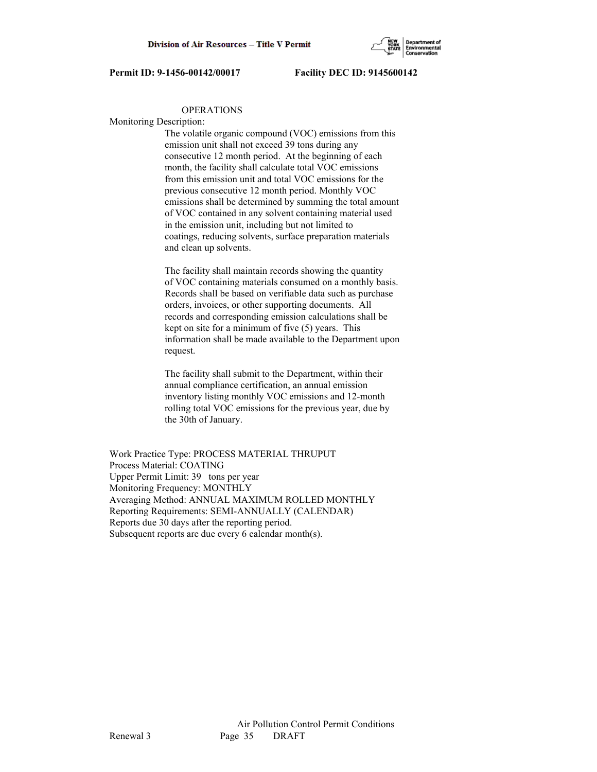OPERATIONS

Monitoring Description:

The volatile organic compound (VOC) emissions from this emission unit shall not exceed 39 tons during any consecutive 12 month period. At the beginning of each month, the facility shall calculate total VOC emissions from this emission unit and total VOC emissions for the previous consecutive 12 month period. Monthly VOC emissions shall be determined by summing the total amount of VOC contained in any solvent containing material used in the emission unit, including but not limited to coatings, reducing solvents, surface preparation materials and clean up solvents.

The facility shall maintain records showing the quantity of VOC containing materials consumed on a monthly basis. Records shall be based on verifiable data such as purchase orders, invoices, or other supporting documents. All records and corresponding emission calculations shall be kept on site for a minimum of five (5) years. This information shall be made available to the Department upon request.

The facility shall submit to the Department, within their annual compliance certification, an annual emission inventory listing monthly VOC emissions and 12-month rolling total VOC emissions for the previous year, due by the 30th of January.

Work Practice Type: PROCESS MATERIAL THRUPUT
Process Material: COATING
Upper Permit Limit: 39 tons per year
Monitoring Frequency: MONTHLY
Averaging Method: ANNUAL MAXIMUM ROLLED MONTHLY
Reporting Requirements: SEMI-ANNUALLY (CALENDAR)
Reports due 30 days after the reporting period.
Subsequent reports are due every 6 calendar month(s).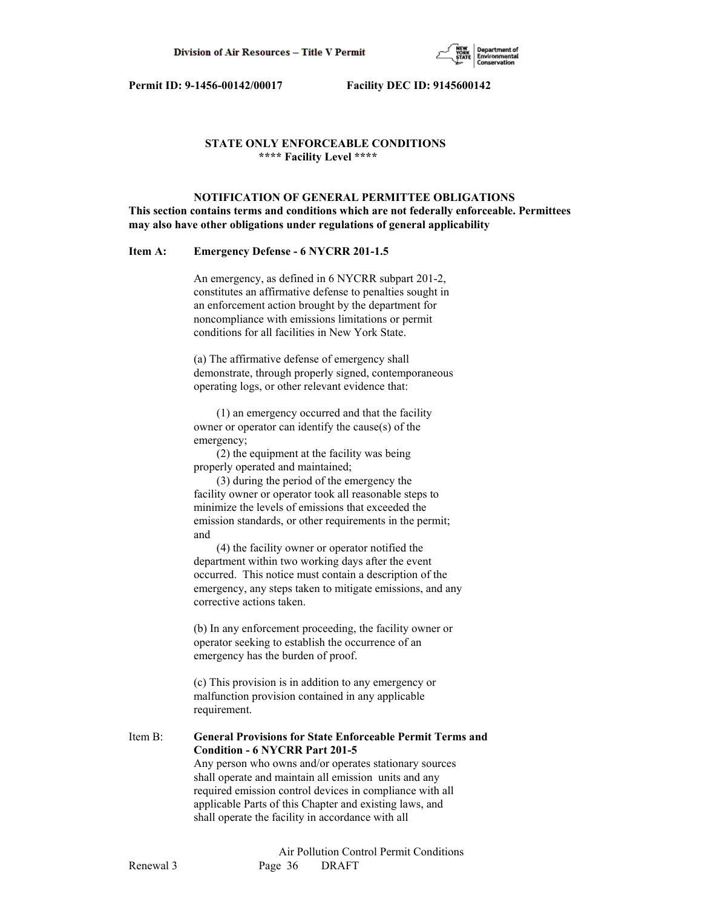Permit ID: 9-1456-00142/00017 Facility DEC ID: 9145600142

## STATE ONLY ENFORCEABLE CONDITIONS
**\*\*\*\* Facility Level \*\*\*\***

### NOTIFICATION OF GENERAL PERMITTEE OBLIGATIONS

**This section contains terms and conditions which are not federally enforceable. Permittees may also have other obligations under regulations of general applicability**

**Item A: Emergency Defense - 6 NYCRR 201-1.5**

An emergency, as defined in 6 NYCRR subpart 201-2, constitutes an affirmative defense to penalties sought in an enforcement action brought by the department for noncompliance with emissions limitations or permit conditions for all facilities in New York State.

(a) The affirmative defense of emergency shall demonstrate, through properly signed, contemporaneous operating logs, or other relevant evidence that:

(1) an emergency occurred and that the facility owner or operator can identify the cause(s) of the emergency;
(2) the equipment at the facility was being properly operated and maintained;
(3) during the period of the emergency the facility owner or operator took all reasonable steps to minimize the levels of emissions that exceeded the emission standards, or other requirements in the permit; and
(4) the facility owner or operator notified the department within two working days after the event occurred. This notice must contain a description of the emergency, any steps taken to mitigate emissions, and any corrective actions taken.

(b) In any enforcement proceeding, the facility owner or operator seeking to establish the occurrence of an emergency has the burden of proof.

(c) This provision is in addition to any emergency or malfunction provision contained in any applicable requirement.

Item B: **General Provisions for State Enforceable Permit Terms and Condition - 6 NYCRR Part 201-5**
Any person who owns and/or operates stationary sources shall operate and maintain all emission units and any required emission control devices in compliance with all applicable Parts of this Chapter and existing laws, and shall operate the facility in accordance with all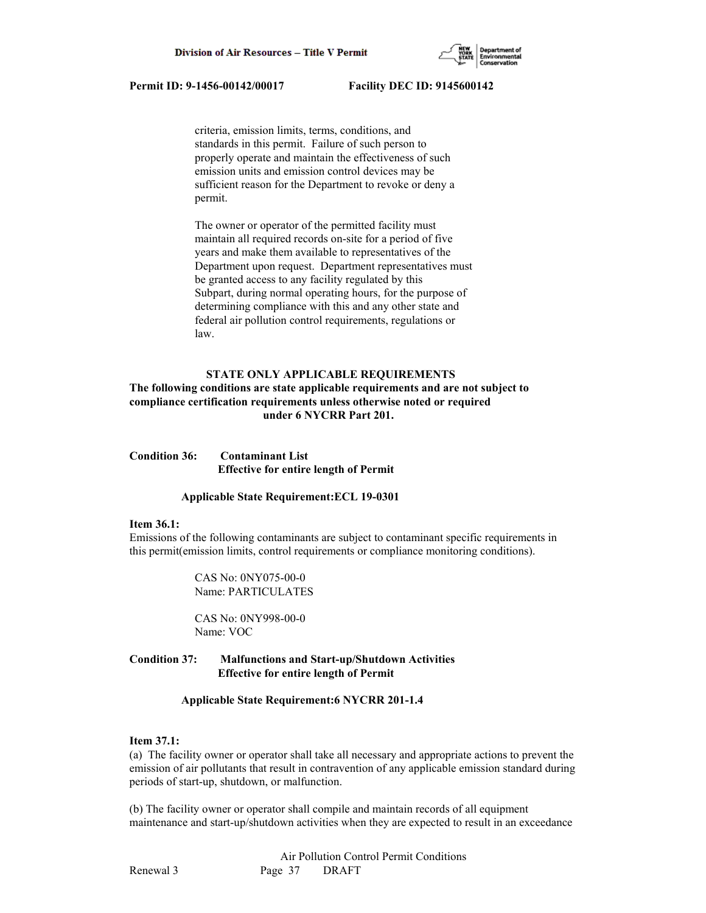criteria, emission limits, terms, conditions, and standards in this permit. Failure of such person to properly operate and maintain the effectiveness of such emission units and emission control devices may be sufficient reason for the Department to revoke or deny a permit.

The owner or operator of the permitted facility must maintain all required records on-site for a period of five years and make them available to representatives of the Department upon request. Department representatives must be granted access to any facility regulated by this Subpart, during normal operating hours, for the purpose of determining compliance with this and any other state and federal air pollution control requirements, regulations or law.

**STATE ONLY APPLICABLE REQUIREMENTS**

**The following conditions are state applicable requirements and are not subject to compliance certification requirements unless otherwise noted or required under 6 NYCRR Part 201.**

**Condition 36: Contaminant List**
**Effective for entire length of Permit**

**Applicable State Requirement:ECL 19-0301**

**Item 36.1:**
Emissions of the following contaminants are subject to contaminant specific requirements in this permit(emission limits, control requirements or compliance monitoring conditions).

CAS No: 0NY075-00-0
Name: PARTICULATES

CAS No: 0NY998-00-0
Name: VOC

**Condition 37: Malfunctions and Start-up/Shutdown Activities**
**Effective for entire length of Permit**

**Applicable State Requirement:6 NYCRR 201-1.4**

**Item 37.1:**
(a) The facility owner or operator shall take all necessary and appropriate actions to prevent the emission of air pollutants that result in contravention of any applicable emission standard during periods of start-up, shutdown, or malfunction.

(b) The facility owner or operator shall compile and maintain records of all equipment maintenance and start-up/shutdown activities when they are expected to result in an exceedance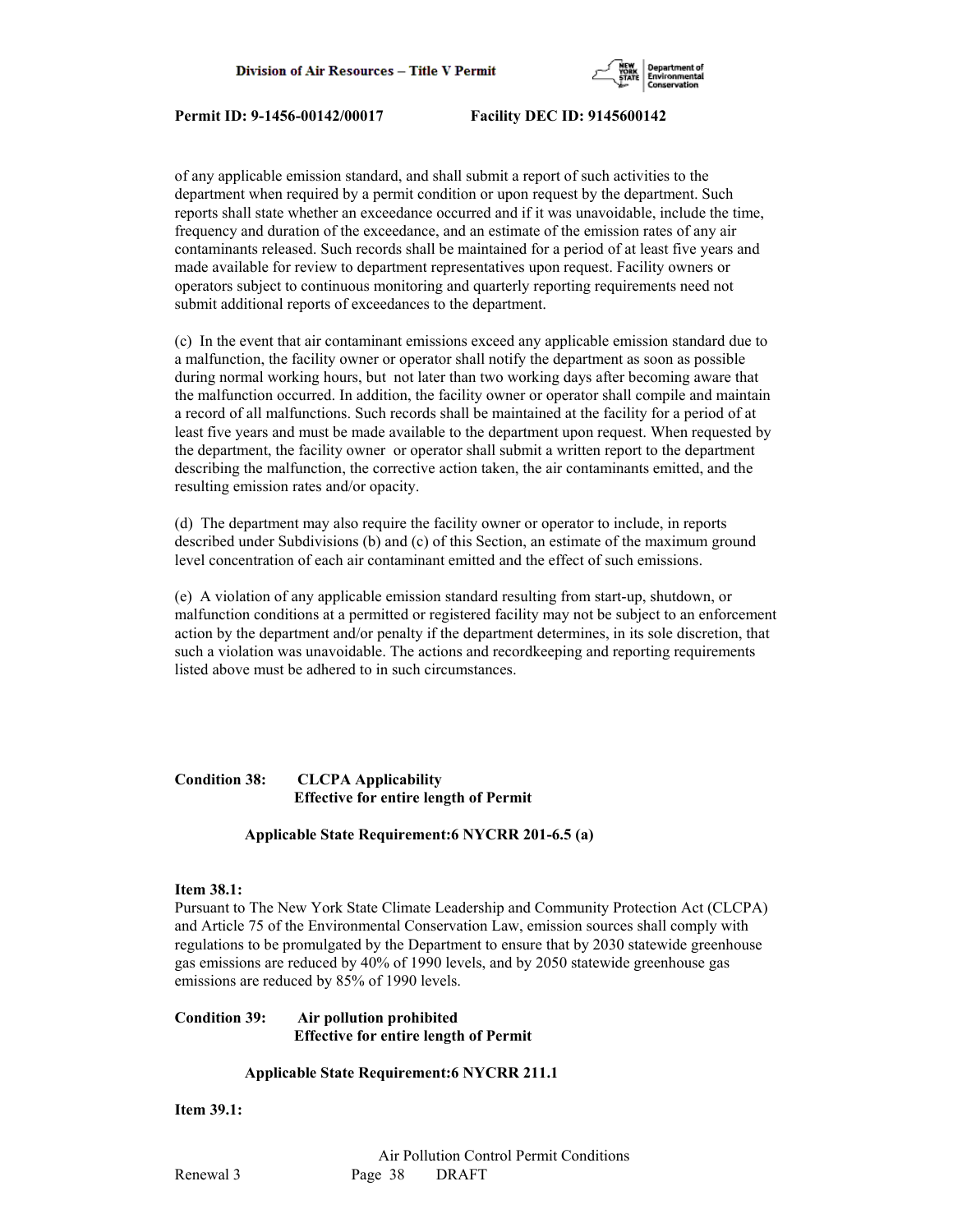of any applicable emission standard, and shall submit a report of such activities to the department when required by a permit condition or upon request by the department. Such reports shall state whether an exceedance occurred and if it was unavoidable, include the time, frequency and duration of the exceedance, and an estimate of the emission rates of any air contaminants released. Such records shall be maintained for a period of at least five years and made available for review to department representatives upon request. Facility owners or operators subject to continuous monitoring and quarterly reporting requirements need not submit additional reports of exceedances to the department.

(c) In the event that air contaminant emissions exceed any applicable emission standard due to a malfunction, the facility owner or operator shall notify the department as soon as possible during normal working hours, but not later than two working days after becoming aware that the malfunction occurred. In addition, the facility owner or operator shall compile and maintain a record of all malfunctions. Such records shall be maintained at the facility for a period of at least five years and must be made available to the department upon request. When requested by the department, the facility owner or operator shall submit a written report to the department describing the malfunction, the corrective action taken, the air contaminants emitted, and the resulting emission rates and/or opacity.

(d) The department may also require the facility owner or operator to include, in reports described under Subdivisions (b) and (c) of this Section, an estimate of the maximum ground level concentration of each air contaminant emitted and the effect of such emissions.

(e) A violation of any applicable emission standard resulting from start-up, shutdown, or malfunction conditions at a permitted or registered facility may not be subject to an enforcement action by the department and/or penalty if the department determines, in its sole discretion, that such a violation was unavoidable. The actions and recordkeeping and reporting requirements listed above must be adhered to in such circumstances.

**Condition 38: CLCPA Applicability**
**Effective for entire length of Permit**

**Applicable State Requirement:6 NYCRR 201-6.5 (a)**

**Item 38.1:**

Pursuant to The New York State Climate Leadership and Community Protection Act (CLCPA) and Article 75 of the Environmental Conservation Law, emission sources shall comply with regulations to be promulgated by the Department to ensure that by 2030 statewide greenhouse gas emissions are reduced by 40% of 1990 levels, and by 2050 statewide greenhouse gas emissions are reduced by 85% of 1990 levels.

**Condition 39: Air pollution prohibited**
**Effective for entire length of Permit**

**Applicable State Requirement:6 NYCRR 211.1**

**Item 39.1:**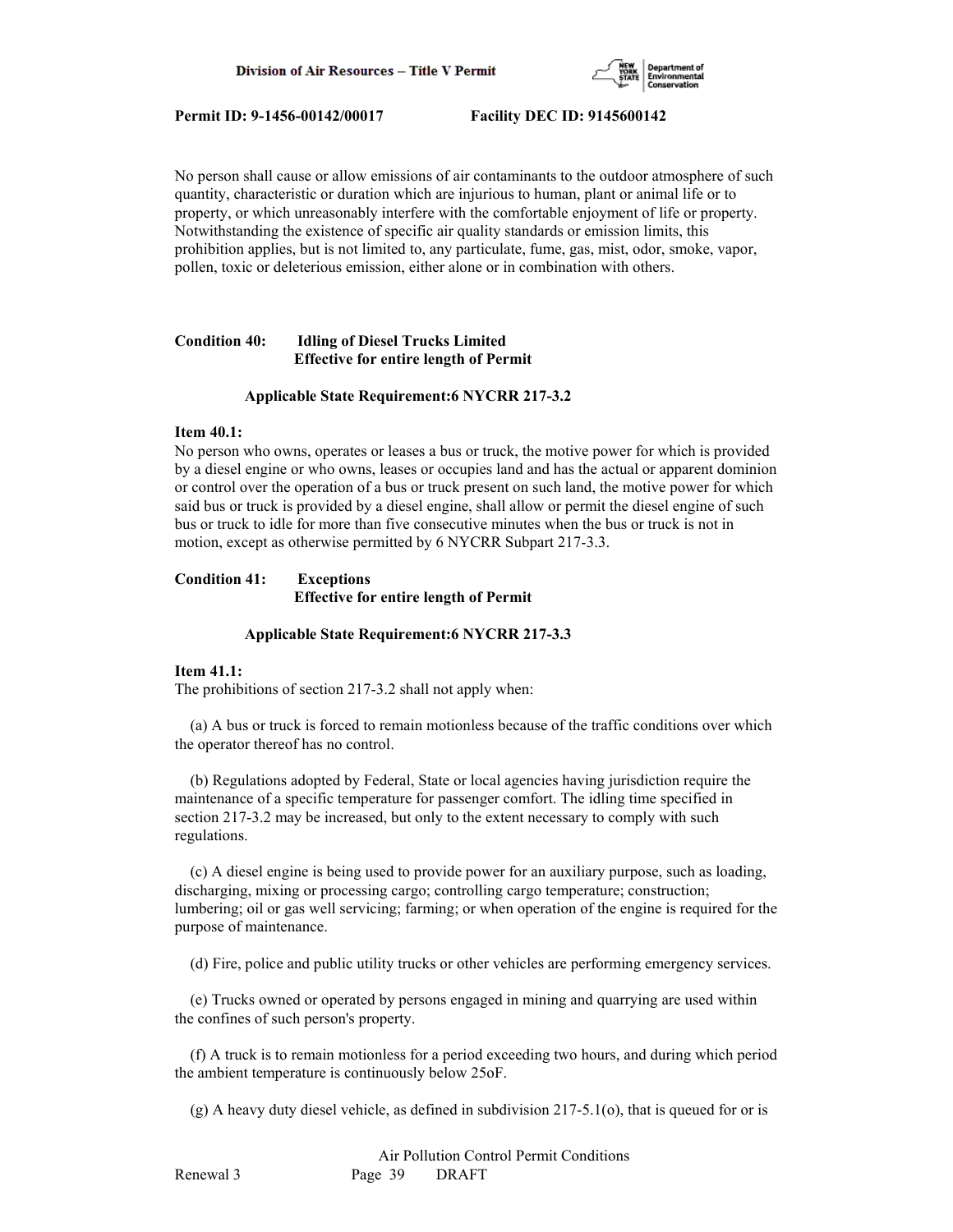No person shall cause or allow emissions of air contaminants to the outdoor atmosphere of such quantity, characteristic or duration which are injurious to human, plant or animal life or to property, or which unreasonably interfere with the comfortable enjoyment of life or property. Notwithstanding the existence of specific air quality standards or emission limits, this prohibition applies, but is not limited to, any particulate, fume, gas, mist, odor, smoke, vapor, pollen, toxic or deleterious emission, either alone or in combination with others.

**Condition 40: Idling of Diesel Trucks Limited**
**Effective for entire length of Permit**

**Applicable State Requirement:6 NYCRR 217-3.2**

**Item 40.1:**
No person who owns, operates or leases a bus or truck, the motive power for which is provided by a diesel engine or who owns, leases or occupies land and has the actual or apparent dominion or control over the operation of a bus or truck present on such land, the motive power for which said bus or truck is provided by a diesel engine, shall allow or permit the diesel engine of such bus or truck to idle for more than five consecutive minutes when the bus or truck is not in motion, except as otherwise permitted by 6 NYCRR Subpart 217-3.3.

**Condition 41: Exceptions**
**Effective for entire length of Permit**

**Applicable State Requirement:6 NYCRR 217-3.3**

**Item 41.1:**
The prohibitions of section 217-3.2 shall not apply when:

(a) A bus or truck is forced to remain motionless because of the traffic conditions over which the operator thereof has no control.

(b) Regulations adopted by Federal, State or local agencies having jurisdiction require the maintenance of a specific temperature for passenger comfort. The idling time specified in section 217-3.2 may be increased, but only to the extent necessary to comply with such regulations.

(c) A diesel engine is being used to provide power for an auxiliary purpose, such as loading, discharging, mixing or processing cargo; controlling cargo temperature; construction; lumbering; oil or gas well servicing; farming; or when operation of the engine is required for the purpose of maintenance.

(d) Fire, police and public utility trucks or other vehicles are performing emergency services.

(e) Trucks owned or operated by persons engaged in mining and quarrying are used within the confines of such person's property.

(f) A truck is to remain motionless for a period exceeding two hours, and during which period the ambient temperature is continuously below 25oF.

(g) A heavy duty diesel vehicle, as defined in subdivision 217-5.1(o), that is queued for or is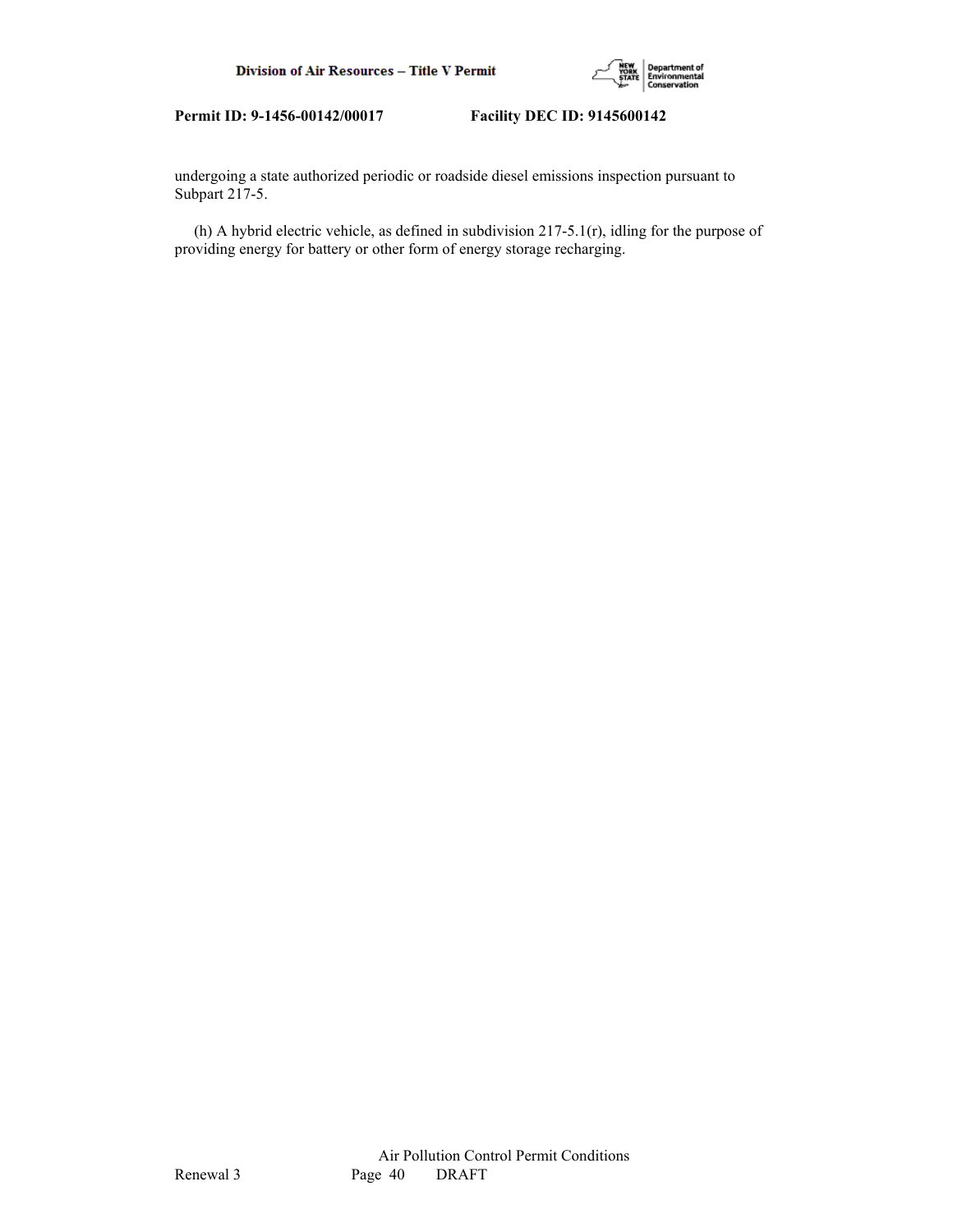undergoing a state authorized periodic or roadside diesel emissions inspection pursuant to Subpart 217-5.

(h) A hybrid electric vehicle, as defined in subdivision 217-5.1(r), idling for the purpose of providing energy for battery or other form of energy storage recharging.